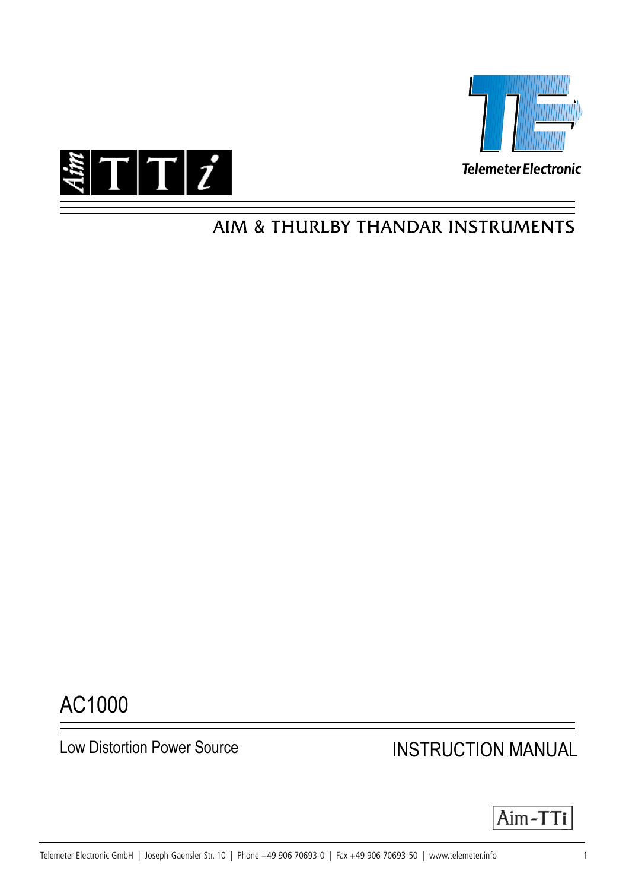Telemeter Electronic

AIM & THURLBY THANDAR INSTRUMENTS

# AC1000

Low Distortion Power Source

INSTRUCTION MANUAL

Aim-TTi

Telemeter Electronic GmbH | Joseph-Gaensler-Str. 10 | Phone +49 906 70693-0 | Fax +49 906 70693-50 | www.telemeter.info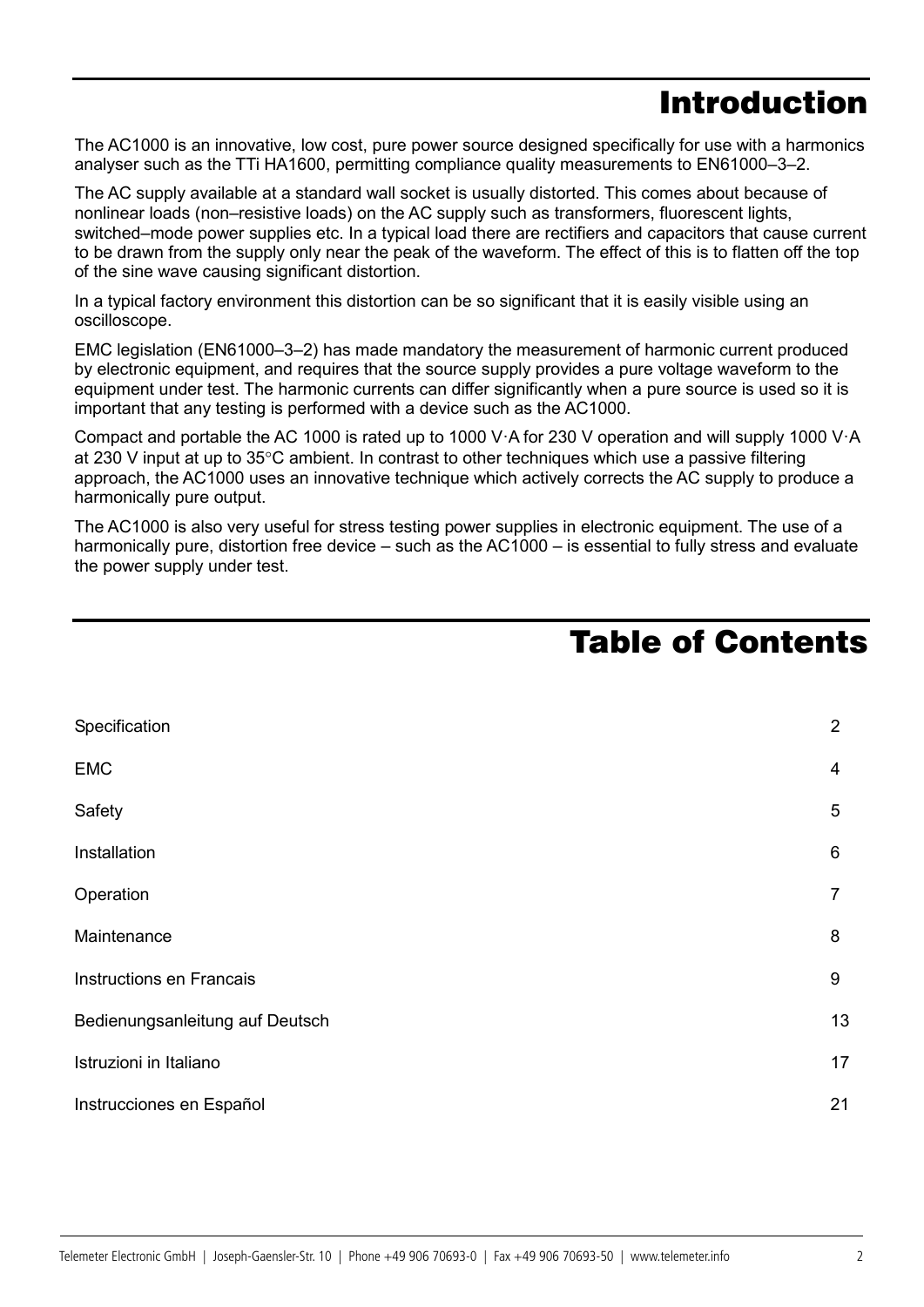# Introduction

The AC1000 is an innovative, low cost, pure power source designed specifically for use with a harmonics analyser such as the TTi HA1600, permitting compliance quality measurements to EN61000–3–2.

The AC supply available at a standard wall socket is usually distorted. This comes about because of nonlinear loads (non–resistive loads) on the AC supply such as transformers, fluorescent lights, switched–mode power supplies etc. In a typical load there are rectifiers and capacitors that cause current to be drawn from the supply only near the peak of the waveform. The effect of this is to flatten off the top of the sine wave causing significant distortion.

In a typical factory environment this distortion can be so significant that it is easily visible using an oscilloscope.

EMC legislation (EN61000–3–2) has made mandatory the measurement of harmonic current produced by electronic equipment, and requires that the source supply provides a pure voltage waveform to the equipment under test. The harmonic currents can differ significantly when a pure source is used so it is important that any testing is performed with a device such as the AC1000.

Compact and portable the AC 1000 is rated up to 1000 V·A for 230 V operation and will supply 1000 V·A at 230 V input at up to 35°C ambient. In contrast to other techniques which use a passive filtering approach, the AC1000 uses an innovative technique which actively corrects the AC supply to produce a harmonically pure output.

The AC1000 is also very useful for stress testing power supplies in electronic equipment. The use of a harmonically pure, distortion free device – such as the AC1000 – is essential to fully stress and evaluate the power supply under test.

# Table of Contents

| | |
|---|---|
| Specification | 2 |
| EMC | 4 |
| Safety | 5 |
| Installation | 6 |
| Operation | 7 |
| Maintenance | 8 |
| Instructions en Francais | 9 |
| Bedienungsanleitung auf Deutsch | 13 |
| Istruzioni in Italiano | 17 |
| Instrucciones en Español | 21 |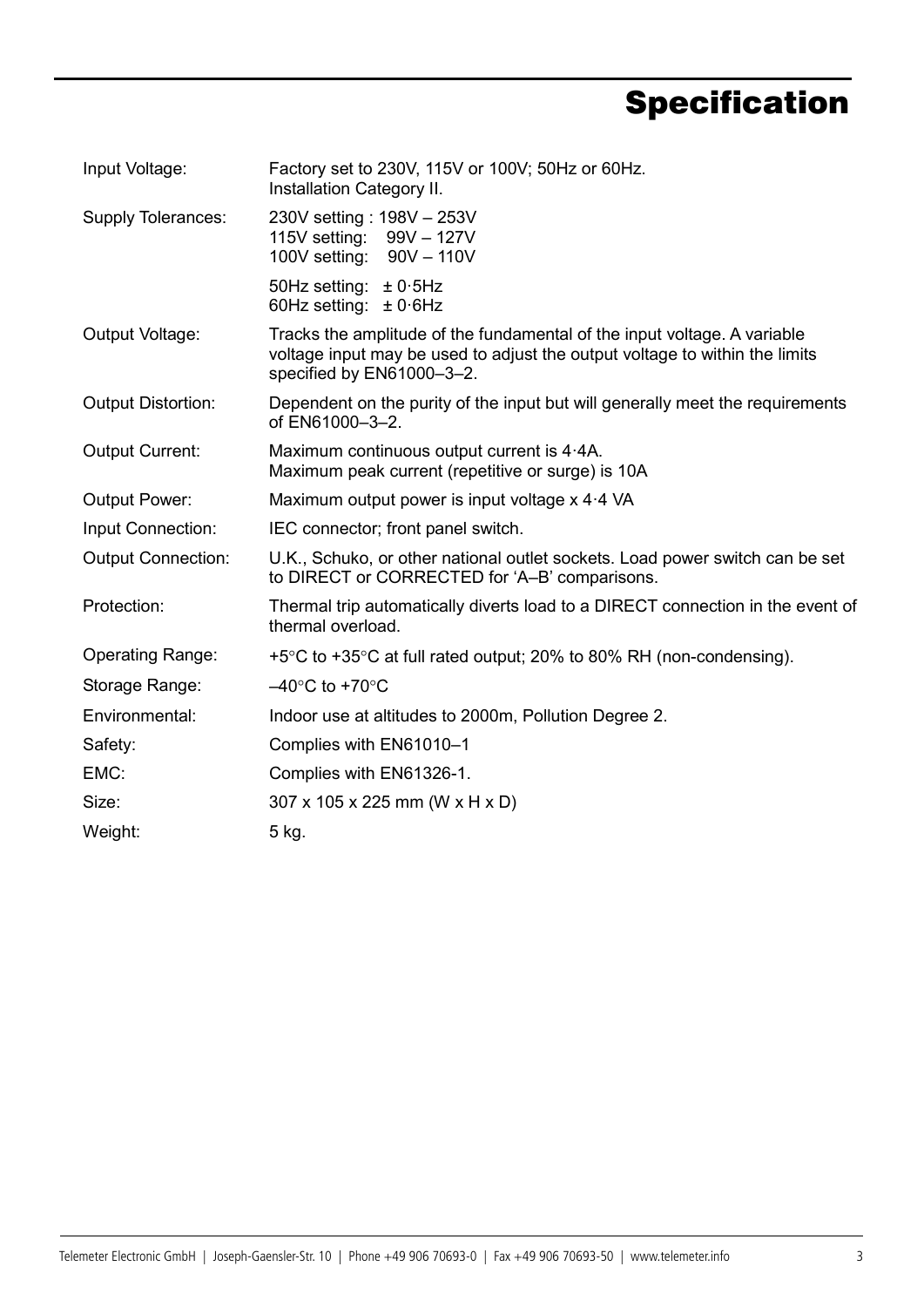# Specification

| | |
|---|---|
| Input Voltage: | Factory set to 230V, 115V or 100V; 50Hz or 60Hz.<br>Installation Category II. |
| Supply Tolerances: | 230V setting : 198V – 253V<br>115V setting: 99V – 127V<br>100V setting: 90V – 110V<br><br>50Hz setting: ± 0·5Hz<br>60Hz setting: ± 0·6Hz |
| Output Voltage: | Tracks the amplitude of the fundamental of the input voltage. A variable voltage input may be used to adjust the output voltage to within the limits specified by EN61000–3–2. |
| Output Distortion: | Dependent on the purity of the input but will generally meet the requirements of EN61000–3–2. |
| Output Current: | Maximum continuous output current is 4·4A.<br>Maximum peak current (repetitive or surge) is 10A |
| Output Power: | Maximum output power is input voltage x 4·4 VA |
| Input Connection: | IEC connector; front panel switch. |
| Output Connection: | U.K., Schuko, or other national outlet sockets. Load power switch can be set to DIRECT or CORRECTED for ‘A–B’ comparisons. |
| Protection: | Thermal trip automatically diverts load to a DIRECT connection in the event of thermal overload. |
| Operating Range: | +5°C to +35°C at full rated output; 20% to 80% RH (non-condensing). |
| Storage Range: | –40°C to +70°C |
| Environmental: | Indoor use at altitudes to 2000m, Pollution Degree 2. |
| Safety: | Complies with EN61010–1 |
| EMC: | Complies with EN61326-1. |
| Size: | 307 x 105 x 225 mm (W x H x D) |
| Weight: | 5 kg. |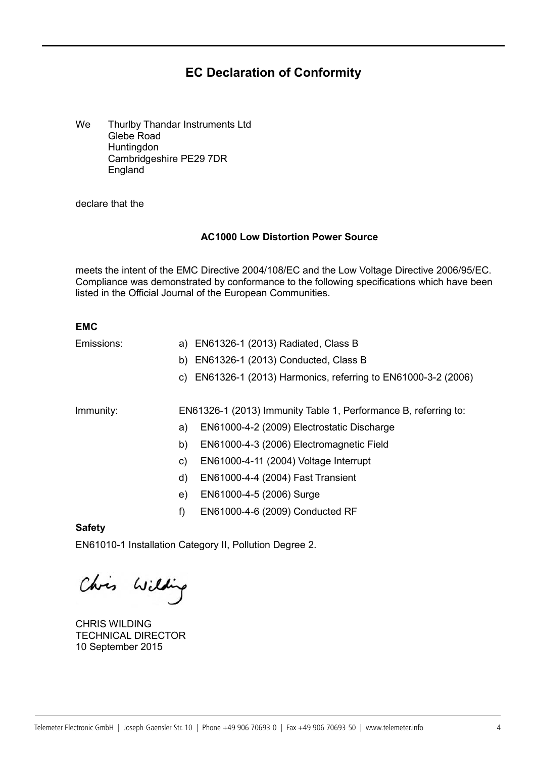# EC Declaration of Conformity

We Thurlby Thandar Instruments Ltd
Glebe Road
Huntingdon
Cambridgeshire PE29 7DR
England

declare that the

**AC1000 Low Distortion Power Source**

meets the intent of the EMC Directive 2004/108/EC and the Low Voltage Directive 2006/95/EC. Compliance was demonstrated by conformance to the following specifications which have been listed in the Official Journal of the European Communities.

**EMC**

Emissions:

a) EN61326-1 (2013) Radiated, Class B
b) EN61326-1 (2013) Conducted, Class B
c) EN61326-1 (2013) Harmonics, referring to EN61000-3-2 (2006)

Immunity:

EN61326-1 (2013) Immunity Table 1, Performance B, referring to:

a) EN61000-4-2 (2009) Electrostatic Discharge
b) EN61000-4-3 (2006) Electromagnetic Field
c) EN61000-4-11 (2004) Voltage Interrupt
d) EN61000-4-4 (2004) Fast Transient
e) EN61000-4-5 (2006) Surge
f) EN61000-4-6 (2009) Conducted RF

**Safety**

EN61010-1 Installation Category II, Pollution Degree 2.

Chris Wilding

CHRIS WILDING
TECHNICAL DIRECTOR
10 September 2015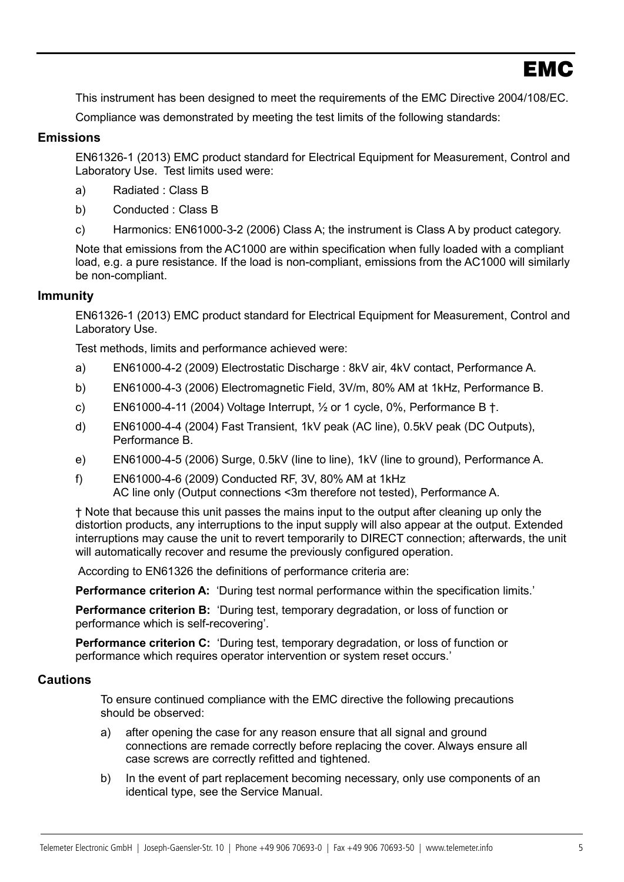# EMC

This instrument has been designed to meet the requirements of the EMC Directive 2004/108/EC.

Compliance was demonstrated by meeting the test limits of the following standards:

## Emissions

EN61326-1 (2013) EMC product standard for Electrical Equipment for Measurement, Control and Laboratory Use. Test limits used were:

a) Radiated : Class B

b) Conducted : Class B

c) Harmonics: EN61000-3-2 (2006) Class A; the instrument is Class A by product category.

Note that emissions from the AC1000 are within specification when fully loaded with a compliant load, e.g. a pure resistance. If the load is non-compliant, emissions from the AC1000 will similarly be non-compliant.

## Immunity

EN61326-1 (2013) EMC product standard for Electrical Equipment for Measurement, Control and Laboratory Use.

Test methods, limits and performance achieved were:

a) EN61000-4-2 (2009) Electrostatic Discharge : 8kV air, 4kV contact, Performance A.

b) EN61000-4-3 (2006) Electromagnetic Field, 3V/m, 80% AM at 1kHz, Performance B.

c) EN61000-4-11 (2004) Voltage Interrupt, ½ or 1 cycle, 0%, Performance B †.

d) EN61000-4-4 (2004) Fast Transient, 1kV peak (AC line), 0.5kV peak (DC Outputs), Performance B.

e) EN61000-4-5 (2006) Surge, 0.5kV (line to line), 1kV (line to ground), Performance A.

f) EN61000-4-6 (2009) Conducted RF, 3V, 80% AM at 1kHz
AC line only (Output connections <3m therefore not tested), Performance A.

† Note that because this unit passes the mains input to the output after cleaning up only the distortion products, any interruptions to the input supply will also appear at the output. Extended interruptions may cause the unit to revert temporarily to DIRECT connection; afterwards, the unit will automatically recover and resume the previously configured operation.

According to EN61326 the definitions of performance criteria are:

**Performance criterion A:** 'During test normal performance within the specification limits.'

**Performance criterion B:** 'During test, temporary degradation, or loss of function or performance which is self-recovering'.

**Performance criterion C:** 'During test, temporary degradation, or loss of function or performance which requires operator intervention or system reset occurs.'

## Cautions

To ensure continued compliance with the EMC directive the following precautions should be observed:

a) after opening the case for any reason ensure that all signal and ground connections are remade correctly before replacing the cover. Always ensure all case screws are correctly refitted and tightened.

b) In the event of part replacement becoming necessary, only use components of an identical type, see the Service Manual.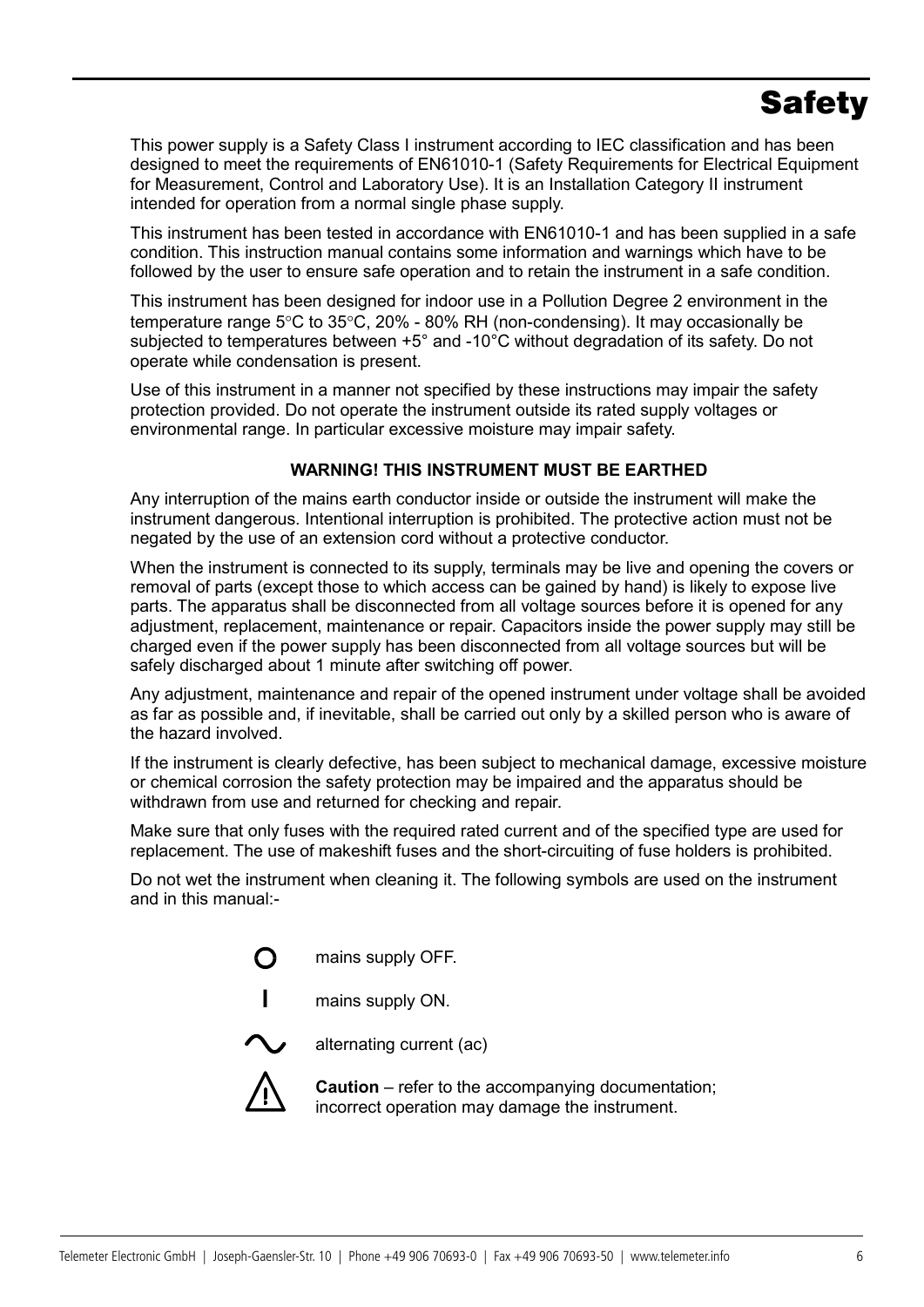# Safety

This power supply is a Safety Class I instrument according to IEC classification and has been designed to meet the requirements of EN61010-1 (Safety Requirements for Electrical Equipment for Measurement, Control and Laboratory Use). It is an Installation Category II instrument intended for operation from a normal single phase supply.

This instrument has been tested in accordance with EN61010-1 and has been supplied in a safe condition. This instruction manual contains some information and warnings which have to be followed by the user to ensure safe operation and to retain the instrument in a safe condition.

This instrument has been designed for indoor use in a Pollution Degree 2 environment in the temperature range 5°C to 35°C, 20% - 80% RH (non-condensing). It may occasionally be subjected to temperatures between +5° and -10°C without degradation of its safety. Do not operate while condensation is present.

Use of this instrument in a manner not specified by these instructions may impair the safety protection provided. Do not operate the instrument outside its rated supply voltages or environmental range. In particular excessive moisture may impair safety.

**WARNING! THIS INSTRUMENT MUST BE EARTHED**

Any interruption of the mains earth conductor inside or outside the instrument will make the instrument dangerous. Intentional interruption is prohibited. The protective action must not be negated by the use of an extension cord without a protective conductor.

When the instrument is connected to its supply, terminals may be live and opening the covers or removal of parts (except those to which access can be gained by hand) is likely to expose live parts. The apparatus shall be disconnected from all voltage sources before it is opened for any adjustment, replacement, maintenance or repair. Capacitors inside the power supply may still be charged even if the power supply has been disconnected from all voltage sources but will be safely discharged about 1 minute after switching off power.

Any adjustment, maintenance and repair of the opened instrument under voltage shall be avoided as far as possible and, if inevitable, shall be carried out only by a skilled person who is aware of the hazard involved.

If the instrument is clearly defective, has been subject to mechanical damage, excessive moisture or chemical corrosion the safety protection may be impaired and the apparatus should be withdrawn from use and returned for checking and repair.

Make sure that only fuses with the required rated current and of the specified type are used for replacement. The use of makeshift fuses and the short-circuiting of fuse holders is prohibited.

Do not wet the instrument when cleaning it. The following symbols are used on the instrument and in this manual:-

- O mains supply OFF.
- I mains supply ON.
- ∿ alternating current (ac)
- ⚠ **Caution** – refer to the accompanying documentation; incorrect operation may damage the instrument.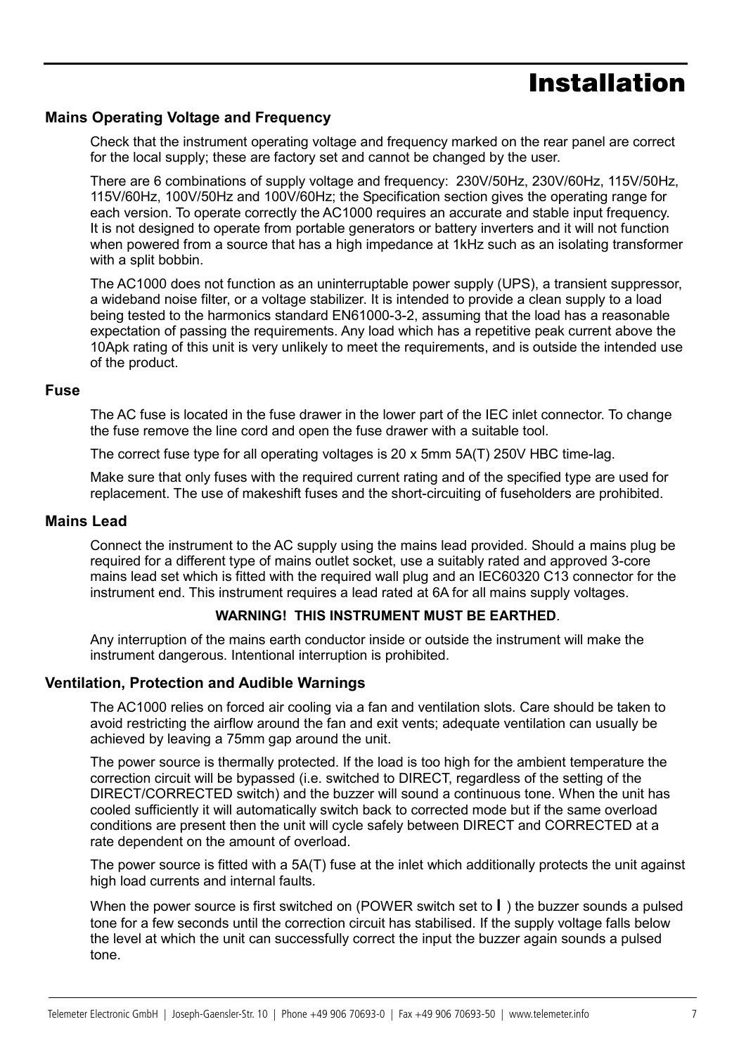# Installation

## Mains Operating Voltage and Frequency

Check that the instrument operating voltage and frequency marked on the rear panel are correct for the local supply; these are factory set and cannot be changed by the user.

There are 6 combinations of supply voltage and frequency: 230V/50Hz, 230V/60Hz, 115V/50Hz, 115V/60Hz, 100V/50Hz and 100V/60Hz; the Specification section gives the operating range for each version. To operate correctly the AC1000 requires an accurate and stable input frequency. It is not designed to operate from portable generators or battery inverters and it will not function when powered from a source that has a high impedance at 1kHz such as an isolating transformer with a split bobbin.

The AC1000 does not function as an uninterruptable power supply (UPS), a transient suppressor, a wideband noise filter, or a voltage stabilizer. It is intended to provide a clean supply to a load being tested to the harmonics standard EN61000-3-2, assuming that the load has a reasonable expectation of passing the requirements. Any load which has a repetitive peak current above the 10Apk rating of this unit is very unlikely to meet the requirements, and is outside the intended use of the product.

## Fuse

The AC fuse is located in the fuse drawer in the lower part of the IEC inlet connector. To change the fuse remove the line cord and open the fuse drawer with a suitable tool.

The correct fuse type for all operating voltages is 20 x 5mm 5A(T) 250V HBC time-lag.

Make sure that only fuses with the required current rating and of the specified type are used for replacement. The use of makeshift fuses and the short-circuiting of fuseholders are prohibited.

## Mains Lead

Connect the instrument to the AC supply using the mains lead provided. Should a mains plug be required for a different type of mains outlet socket, use a suitably rated and approved 3-core mains lead set which is fitted with the required wall plug and an IEC60320 C13 connector for the instrument end. This instrument requires a lead rated at 6A for all mains supply voltages.

**WARNING! THIS INSTRUMENT MUST BE EARTHED**.

Any interruption of the mains earth conductor inside or outside the instrument will make the instrument dangerous. Intentional interruption is prohibited.

## Ventilation, Protection and Audible Warnings

The AC1000 relies on forced air cooling via a fan and ventilation slots. Care should be taken to avoid restricting the airflow around the fan and exit vents; adequate ventilation can usually be achieved by leaving a 75mm gap around the unit.

The power source is thermally protected. If the load is too high for the ambient temperature the correction circuit will be bypassed (i.e. switched to DIRECT, regardless of the setting of the DIRECT/CORRECTED switch) and the buzzer will sound a continuous tone. When the unit has cooled sufficiently it will automatically switch back to corrected mode but if the same overload conditions are present then the unit will cycle safely between DIRECT and CORRECTED at a rate dependent on the amount of overload.

The power source is fitted with a 5A(T) fuse at the inlet which additionally protects the unit against high load currents and internal faults.

When the power source is first switched on (POWER switch set to **I** ) the buzzer sounds a pulsed tone for a few seconds until the correction circuit has stabilised. If the supply voltage falls below the level at which the unit can successfully correct the input the buzzer again sounds a pulsed tone.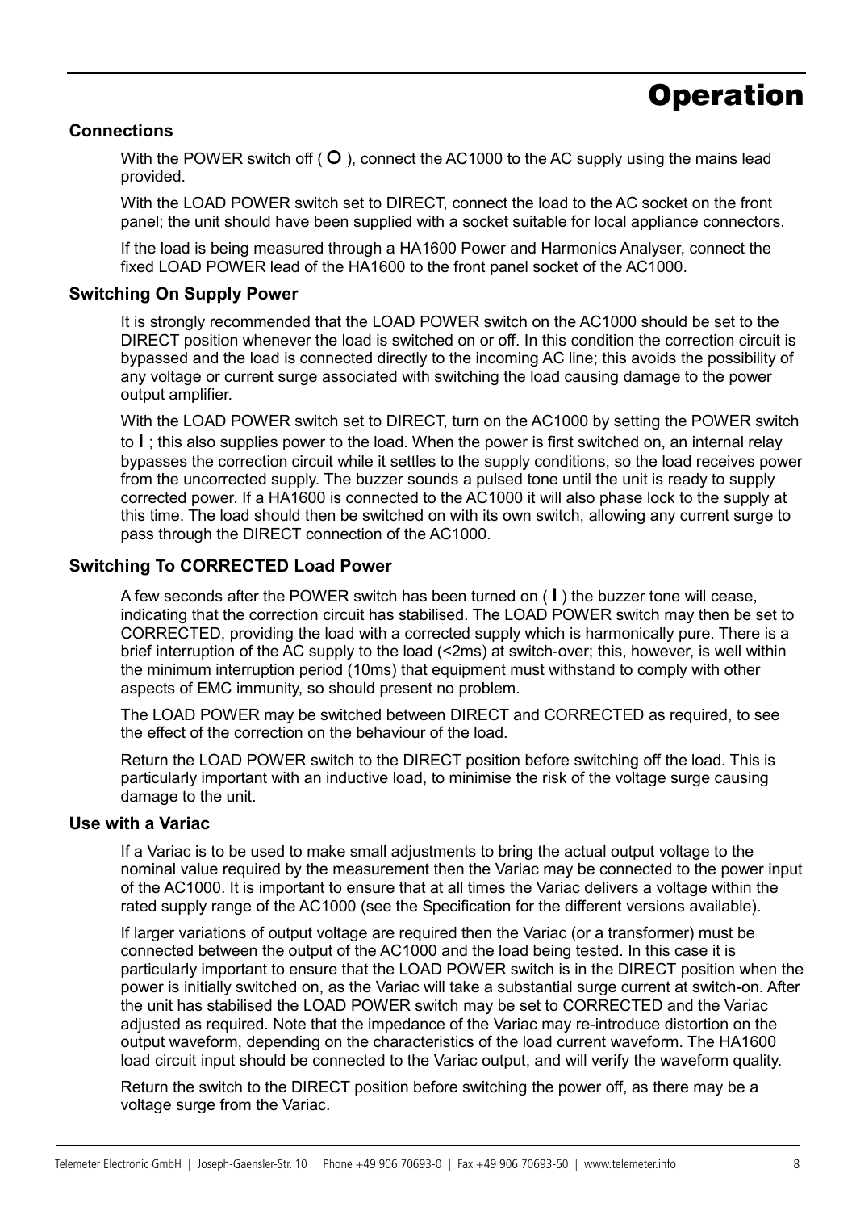# Operation

### Connections

With the POWER switch off ( O ), connect the AC1000 to the AC supply using the mains lead provided.

With the LOAD POWER switch set to DIRECT, connect the load to the AC socket on the front panel; the unit should have been supplied with a socket suitable for local appliance connectors.

If the load is being measured through a HA1600 Power and Harmonics Analyser, connect the fixed LOAD POWER lead of the HA1600 to the front panel socket of the AC1000.

### Switching On Supply Power

It is strongly recommended that the LOAD POWER switch on the AC1000 should be set to the DIRECT position whenever the load is switched on or off. In this condition the correction circuit is bypassed and the load is connected directly to the incoming AC line; this avoids the possibility of any voltage or current surge associated with switching the load causing damage to the power output amplifier.

With the LOAD POWER switch set to DIRECT, turn on the AC1000 by setting the POWER switch to **I** ; this also supplies power to the load. When the power is first switched on, an internal relay bypasses the correction circuit while it settles to the supply conditions, so the load receives power from the uncorrected supply. The buzzer sounds a pulsed tone until the unit is ready to supply corrected power. If a HA1600 is connected to the AC1000 it will also phase lock to the supply at this time. The load should then be switched on with its own switch, allowing any current surge to pass through the DIRECT connection of the AC1000.

### Switching To CORRECTED Load Power

A few seconds after the POWER switch has been turned on ( **I** ) the buzzer tone will cease, indicating that the correction circuit has stabilised. The LOAD POWER switch may then be set to CORRECTED, providing the load with a corrected supply which is harmonically pure. There is a brief interruption of the AC supply to the load (<2ms) at switch-over; this, however, is well within the minimum interruption period (10ms) that equipment must withstand to comply with other aspects of EMC immunity, so should present no problem.

The LOAD POWER may be switched between DIRECT and CORRECTED as required, to see the effect of the correction on the behaviour of the load.

Return the LOAD POWER switch to the DIRECT position before switching off the load. This is particularly important with an inductive load, to minimise the risk of the voltage surge causing damage to the unit.

### Use with a Variac

If a Variac is to be used to make small adjustments to bring the actual output voltage to the nominal value required by the measurement then the Variac may be connected to the power input of the AC1000. It is important to ensure that at all times the Variac delivers a voltage within the rated supply range of the AC1000 (see the Specification for the different versions available).

If larger variations of output voltage are required then the Variac (or a transformer) must be connected between the output of the AC1000 and the load being tested. In this case it is particularly important to ensure that the LOAD POWER switch is in the DIRECT position when the power is initially switched on, as the Variac will take a substantial surge current at switch-on. After the unit has stabilised the LOAD POWER switch may be set to CORRECTED and the Variac adjusted as required. Note that the impedance of the Variac may re-introduce distortion on the output waveform, depending on the characteristics of the load current waveform. The HA1600 load circuit input should be connected to the Variac output, and will verify the waveform quality.

Return the switch to the DIRECT position before switching the power off, as there may be a voltage surge from the Variac.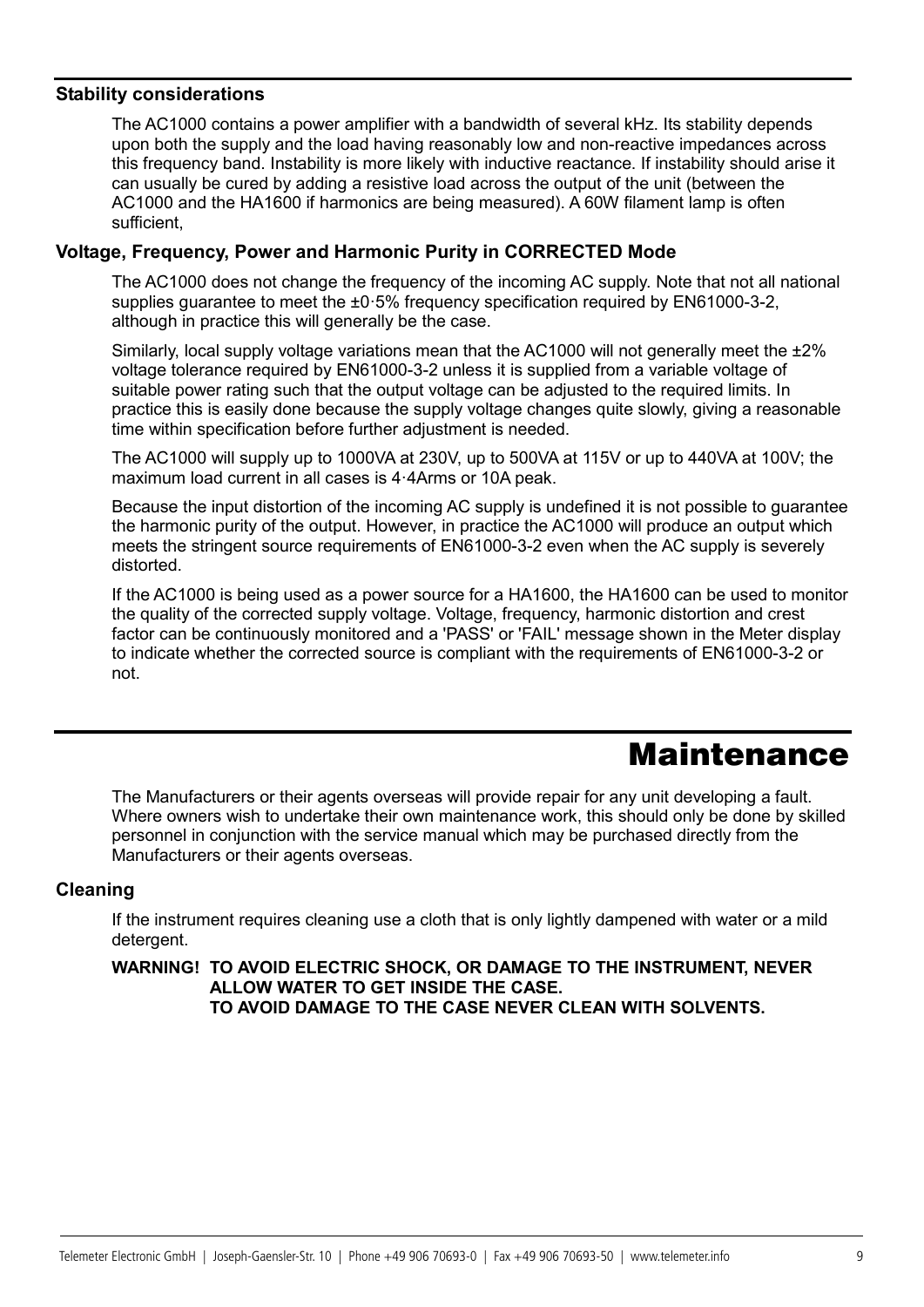### Stability considerations

The AC1000 contains a power amplifier with a bandwidth of several kHz. Its stability depends upon both the supply and the load having reasonably low and non-reactive impedances across this frequency band. Instability is more likely with inductive reactance. If instability should arise it can usually be cured by adding a resistive load across the output of the unit (between the AC1000 and the HA1600 if harmonics are being measured). A 60W filament lamp is often sufficient,

### Voltage, Frequency, Power and Harmonic Purity in CORRECTED Mode

The AC1000 does not change the frequency of the incoming AC supply. Note that not all national supplies guarantee to meet the ±0·5% frequency specification required by EN61000-3-2, although in practice this will generally be the case.

Similarly, local supply voltage variations mean that the AC1000 will not generally meet the ±2% voltage tolerance required by EN61000-3-2 unless it is supplied from a variable voltage of suitable power rating such that the output voltage can be adjusted to the required limits. In practice this is easily done because the supply voltage changes quite slowly, giving a reasonable time within specification before further adjustment is needed.

The AC1000 will supply up to 1000VA at 230V, up to 500VA at 115V or up to 440VA at 100V; the maximum load current in all cases is 4·4Arms or 10A peak.

Because the input distortion of the incoming AC supply is undefined it is not possible to guarantee the harmonic purity of the output. However, in practice the AC1000 will produce an output which meets the stringent source requirements of EN61000-3-2 even when the AC supply is severely distorted.

If the AC1000 is being used as a power source for a HA1600, the HA1600 can be used to monitor the quality of the corrected supply voltage. Voltage, frequency, harmonic distortion and crest factor can be continuously monitored and a 'PASS' or 'FAIL' message shown in the Meter display to indicate whether the corrected source is compliant with the requirements of EN61000-3-2 or not.

# Maintenance

The Manufacturers or their agents overseas will provide repair for any unit developing a fault. Where owners wish to undertake their own maintenance work, this should only be done by skilled personnel in conjunction with the service manual which may be purchased directly from the Manufacturers or their agents overseas.

### Cleaning

If the instrument requires cleaning use a cloth that is only lightly dampened with water or a mild detergent.

**WARNING! TO AVOID ELECTRIC SHOCK, OR DAMAGE TO THE INSTRUMENT, NEVER ALLOW WATER TO GET INSIDE THE CASE.**
**TO AVOID DAMAGE TO THE CASE NEVER CLEAN WITH SOLVENTS.**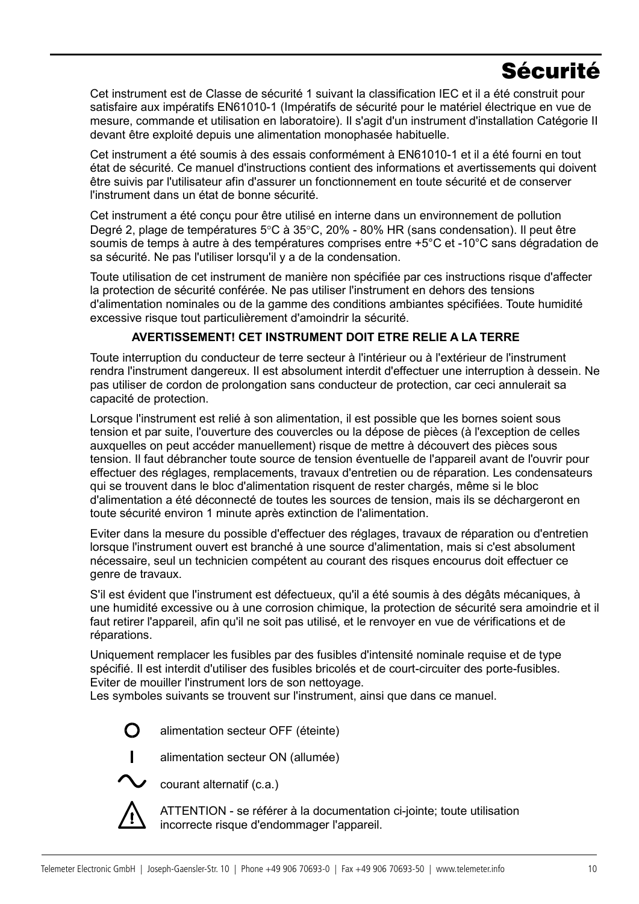# Sécurité

Cet instrument est de Classe de sécurité 1 suivant la classification IEC et il a été construit pour satisfaire aux impératifs EN61010-1 (Impératifs de sécurité pour le matériel électrique en vue de mesure, commande et utilisation en laboratoire). Il s'agit d'un instrument d'installation Catégorie II devant être exploité depuis une alimentation monophasée habituelle.

Cet instrument a été soumis à des essais conformément à EN61010-1 et il a été fourni en tout état de sécurité. Ce manuel d'instructions contient des informations et avertissements qui doivent être suivis par l'utilisateur afin d'assurer un fonctionnement en toute sécurité et de conserver l'instrument dans un état de bonne sécurité.

Cet instrument a été conçu pour être utilisé en interne dans un environnement de pollution Degré 2, plage de températures 5°C à 35°C, 20% - 80% HR (sans condensation). Il peut être soumis de temps à autre à des températures comprises entre +5°C et -10°C sans dégradation de sa sécurité. Ne pas l'utiliser lorsqu'il y a de la condensation.

Toute utilisation de cet instrument de manière non spécifiée par ces instructions risque d'affecter la protection de sécurité conférée. Ne pas utiliser l'instrument en dehors des tensions d'alimentation nominales ou de la gamme des conditions ambiantes spécifiées. Toute humidité excessive risque tout particulièrement d'amoindrir la sécurité.

**AVERTISSEMENT! CET INSTRUMENT DOIT ETRE RELIE A LA TERRE**

Toute interruption du conducteur de terre secteur à l'intérieur ou à l'extérieur de l'instrument rendra l'instrument dangereux. Il est absolument interdit d'effectuer une interruption à dessein. Ne pas utiliser de cordon de prolongation sans conducteur de protection, car ceci annulerait sa capacité de protection.

Lorsque l'instrument est relié à son alimentation, il est possible que les bornes soient sous tension et par suite, l'ouverture des couvercles ou la dépose de pièces (à l'exception de celles auxquelles on peut accéder manuellement) risque de mettre à découvert des pièces sous tension. Il faut débrancher toute source de tension éventuelle de l'appareil avant de l'ouvrir pour effectuer des réglages, remplacements, travaux d'entretien ou de réparation. Les condensateurs qui se trouvent dans le bloc d'alimentation risquent de rester chargés, même si le bloc d'alimentation a été déconnecté de toutes les sources de tension, mais ils se déchargeront en toute sécurité environ 1 minute après extinction de l'alimentation.

Eviter dans la mesure du possible d'effectuer des réglages, travaux de réparation ou d'entretien lorsque l'instrument ouvert est branché à une source d'alimentation, mais si c'est absolument nécessaire, seul un technicien compétent au courant des risques encourus doit effectuer ce genre de travaux.

S'il est évident que l'instrument est défectueux, qu'il a été soumis à des dégâts mécaniques, à une humidité excessive ou à une corrosion chimique, la protection de sécurité sera amoindrie et il faut retirer l'appareil, afin qu'il ne soit pas utilisé, et le renvoyer en vue de vérifications et de réparations.

Uniquement remplacer les fusibles par des fusibles d'intensité nominale requise et de type spécifié. Il est interdit d'utiliser des fusibles bricolés et de court-circuiter des porte-fusibles. Eviter de mouiller l'instrument lors de son nettoyage.
Les symboles suivants se trouvent sur l'instrument, ainsi que dans ce manuel.

O alimentation secteur OFF (éteinte)

I alimentation secteur ON (allumée)

∿ courant alternatif (c.a.)

⚠ ATTENTION - se référer à la documentation ci-jointe; toute utilisation incorrecte risque d'endommager l'appareil.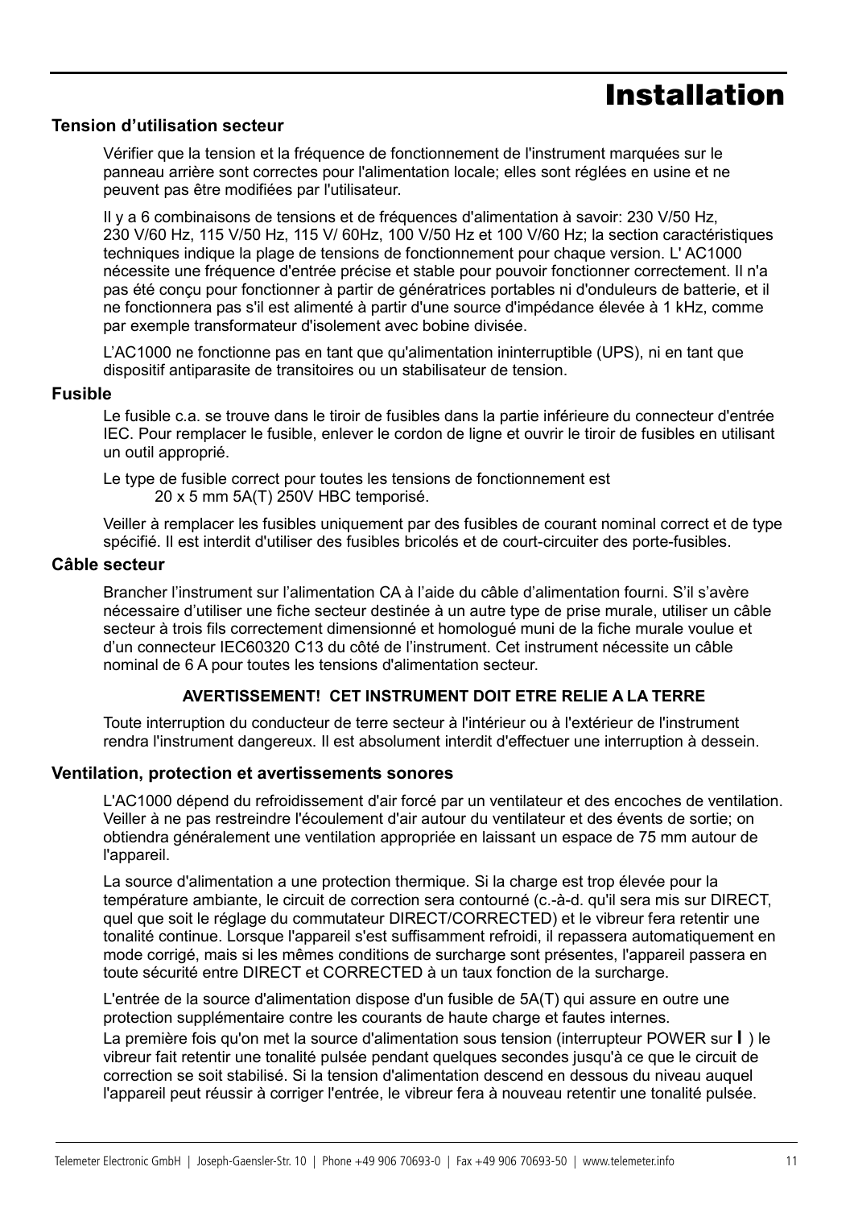# Installation

## Tension d’utilisation secteur

Vérifier que la tension et la fréquence de fonctionnement de l'instrument marquées sur le panneau arrière sont correctes pour l'alimentation locale; elles sont réglées en usine et ne peuvent pas être modifiées par l'utilisateur.

Il y a 6 combinaisons de tensions et de fréquences d'alimentation à savoir: 230 V/50 Hz, 230 V/60 Hz, 115 V/50 Hz, 115 V/ 60Hz, 100 V/50 Hz et 100 V/60 Hz; la section caractéristiques techniques indique la plage de tensions de fonctionnement pour chaque version. L' AC1000 nécessite une fréquence d'entrée précise et stable pour pouvoir fonctionner correctement. Il n'a pas été conçu pour fonctionner à partir de génératrices portables ni d'onduleurs de batterie, et il ne fonctionnera pas s'il est alimenté à partir d'une source d'impédance élevée à 1 kHz, comme par exemple transformateur d'isolement avec bobine divisée.

L’AC1000 ne fonctionne pas en tant que qu'alimentation ininterruptible (UPS), ni en tant que dispositif antiparasite de transitoires ou un stabilisateur de tension.

## Fusible

Le fusible c.a. se trouve dans le tiroir de fusibles dans la partie inférieure du connecteur d'entrée IEC. Pour remplacer le fusible, enlever le cordon de ligne et ouvrir le tiroir de fusibles en utilisant un outil approprié.

Le type de fusible correct pour toutes les tensions de fonctionnement est
20 x 5 mm 5A(T) 250V HBC temporisé.

Veiller à remplacer les fusibles uniquement par des fusibles de courant nominal correct et de type spécifié. Il est interdit d'utiliser des fusibles bricolés et de court-circuiter des porte-fusibles.

## Câble secteur

Brancher l’instrument sur l’alimentation CA à l’aide du câble d’alimentation fourni. S’il s’avère nécessaire d’utiliser une fiche secteur destinée à un autre type de prise murale, utiliser un câble secteur à trois fils correctement dimensionné et homologué muni de la fiche murale voulue et d’un connecteur IEC60320 C13 du côté de l’instrument. Cet instrument nécessite un câble nominal de 6 A pour toutes les tensions d'alimentation secteur.

**AVERTISSEMENT! CET INSTRUMENT DOIT ETRE RELIE A LA TERRE**

Toute interruption du conducteur de terre secteur à l'intérieur ou à l'extérieur de l'instrument rendra l'instrument dangereux. Il est absolument interdit d'effectuer une interruption à dessein.

## Ventilation, protection et avertissements sonores

L'AC1000 dépend du refroidissement d'air forcé par un ventilateur et des encoches de ventilation. Veiller à ne pas restreindre l'écoulement d'air autour du ventilateur et des évents de sortie; on obtiendra généralement une ventilation appropriée en laissant un espace de 75 mm autour de l'appareil.

La source d'alimentation a une protection thermique. Si la charge est trop élevée pour la température ambiante, le circuit de correction sera contourné (c.-à-d. qu'il sera mis sur DIRECT, quel que soit le réglage du commutateur DIRECT/CORRECTED) et le vibreur fera retentir une tonalité continue. Lorsque l'appareil s'est suffisamment refroidi, il repassera automatiquement en mode corrigé, mais si les mêmes conditions de surcharge sont présentes, l'appareil passera en toute sécurité entre DIRECT et CORRECTED à un taux fonction de la surcharge.

L'entrée de la source d'alimentation dispose d'un fusible de 5A(T) qui assure en outre une protection supplémentaire contre les courants de haute charge et fautes internes.

La première fois qu'on met la source d'alimentation sous tension (interrupteur POWER sur **I** ) le vibreur fait retentir une tonalité pulsée pendant quelques secondes jusqu'à ce que le circuit de correction se soit stabilisé. Si la tension d'alimentation descend en dessous du niveau auquel l'appareil peut réussir à corriger l'entrée, le vibreur fera à nouveau retentir une tonalité pulsée.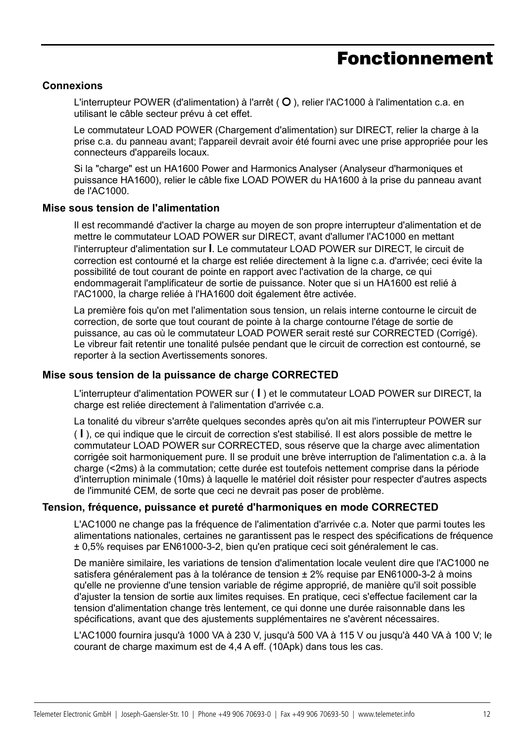# Fonctionnement

## Connexions

L'interrupteur POWER (d'alimentation) à l'arrêt ( O ), relier l'AC1000 à l'alimentation c.a. en utilisant le câble secteur prévu à cet effet.

Le commutateur LOAD POWER (Chargement d'alimentation) sur DIRECT, relier la charge à la prise c.a. du panneau avant; l'appareil devrait avoir été fourni avec une prise appropriée pour les connecteurs d'appareils locaux.

Si la "charge" est un HA1600 Power and Harmonics Analyser (Analyseur d'harmoniques et puissance HA1600), relier le câble fixe LOAD POWER du HA1600 à la prise du panneau avant de l'AC1000.

## Mise sous tension de l'alimentation

Il est recommandé d'activer la charge au moyen de son propre interrupteur d'alimentation et de mettre le commutateur LOAD POWER sur DIRECT, avant d'allumer l'AC1000 en mettant l'interrupteur d'alimentation sur **I**. Le commutateur LOAD POWER sur DIRECT, le circuit de correction est contourné et la charge est reliée directement à la ligne c.a. d'arrivée; ceci évite la possibilité de tout courant de pointe en rapport avec l'activation de la charge, ce qui endommagerait l'amplificateur de sortie de puissance. Noter que si un HA1600 est relié à l'AC1000, la charge reliée à l'HA1600 doit également être activée.

La première fois qu'on met l'alimentation sous tension, un relais interne contourne le circuit de correction, de sorte que tout courant de pointe à la charge contourne l'étage de sortie de puissance, au cas où le commutateur LOAD POWER serait resté sur CORRECTED (Corrigé). Le vibreur fait retentir une tonalité pulsée pendant que le circuit de correction est contourné, se reporter à la section Avertissements sonores.

## Mise sous tension de la puissance de charge CORRECTED

L'interrupteur d'alimentation POWER sur ( **I** ) et le commutateur LOAD POWER sur DIRECT, la charge est reliée directement à l'alimentation d'arrivée c.a.

La tonalité du vibreur s'arrête quelques secondes après qu'on ait mis l'interrupteur POWER sur ( **I** ), ce qui indique que le circuit de correction s'est stabilisé. Il est alors possible de mettre le commutateur LOAD POWER sur CORRECTED, sous réserve que la charge avec alimentation corrigée soit harmoniquement pure. Il se produit une brève interruption de l'alimentation c.a. à la charge (<2ms) à la commutation; cette durée est toutefois nettement comprise dans la période d'interruption minimale (10ms) à laquelle le matériel doit résister pour respecter d'autres aspects de l'immunité CEM, de sorte que ceci ne devrait pas poser de problème.

## Tension, fréquence, puissance et pureté d'harmoniques en mode CORRECTED

L'AC1000 ne change pas la fréquence de l'alimentation d'arrivée c.a. Noter que parmi toutes les alimentations nationales, certaines ne garantissent pas le respect des spécifications de fréquence ± 0,5% requises par EN61000-3-2, bien qu'en pratique ceci soit généralement le cas.

De manière similaire, les variations de tension d'alimentation locale veulent dire que l'AC1000 ne satisfera généralement pas à la tolérance de tension ± 2% requise par EN61000-3-2 à moins qu'elle ne provienne d'une tension variable de régime approprié, de manière qu'il soit possible d'ajuster la tension de sortie aux limites requises. En pratique, ceci s'effectue facilement car la tension d'alimentation change très lentement, ce qui donne une durée raisonnable dans les spécifications, avant que des ajustements supplémentaires ne s'avèrent nécessaires.

L'AC1000 fournira jusqu'à 1000 VA à 230 V, jusqu'à 500 VA à 115 V ou jusqu'à 440 VA à 100 V; le courant de charge maximum est de 4,4 A eff. (10Apk) dans tous les cas.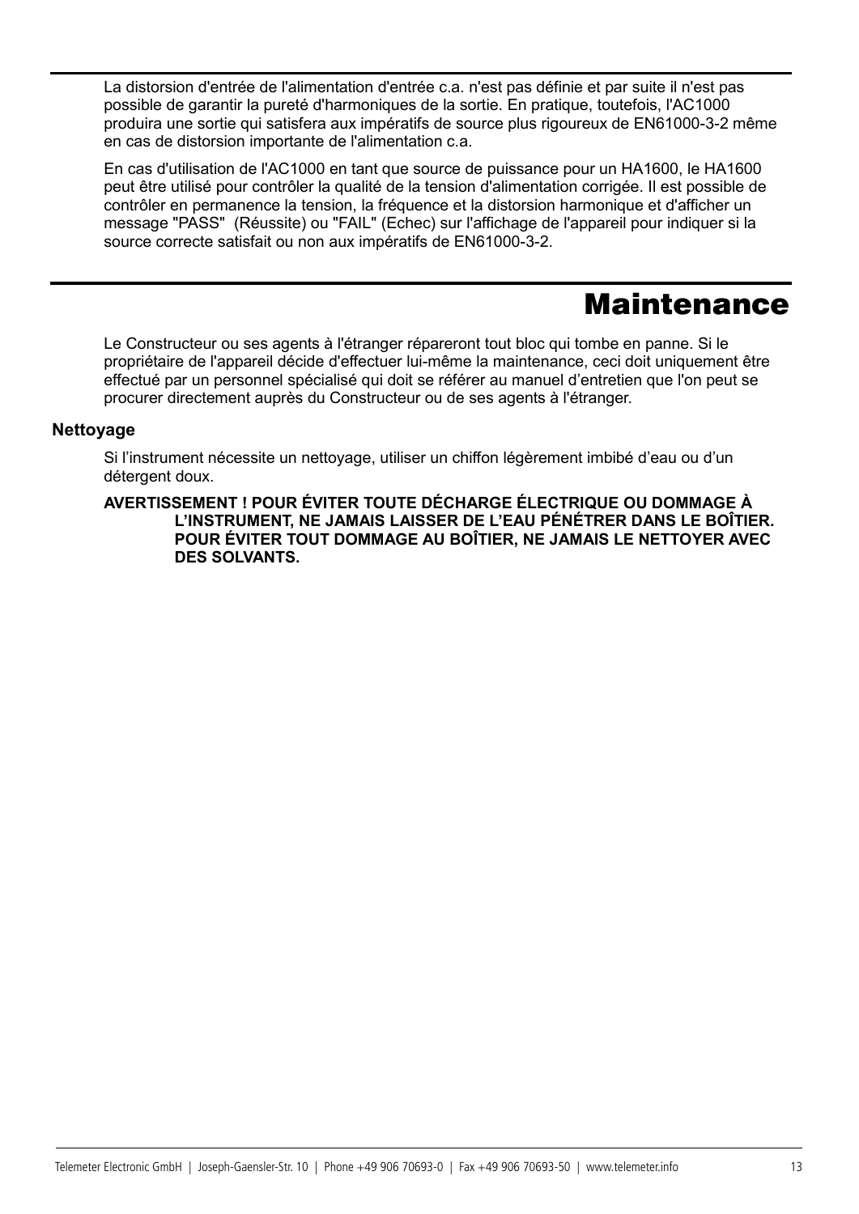La distorsion d'entrée de l'alimentation d'entrée c.a. n'est pas définie et par suite il n'est pas possible de garantir la pureté d'harmoniques de la sortie. En pratique, toutefois, l'AC1000 produira une sortie qui satisfera aux impératifs de source plus rigoureux de EN61000-3-2 même en cas de distorsion importante de l'alimentation c.a.

En cas d'utilisation de l'AC1000 en tant que source de puissance pour un HA1600, le HA1600 peut être utilisé pour contrôler la qualité de la tension d'alimentation corrigée. Il est possible de contrôler en permanence la tension, la fréquence et la distorsion harmonique et d'afficher un message "PASS" (Réussite) ou "FAIL" (Echec) sur l'affichage de l'appareil pour indiquer si la source correcte satisfait ou non aux impératifs de EN61000-3-2.

# Maintenance

Le Constructeur ou ses agents à l'étranger répareront tout bloc qui tombe en panne. Si le propriétaire de l'appareil décide d'effectuer lui-même la maintenance, ceci doit uniquement être effectué par un personnel spécialisé qui doit se référer au manuel d'entretien que l'on peut se procurer directement auprès du Constructeur ou de ses agents à l'étranger.

## Nettoyage

Si l'instrument nécessite un nettoyage, utiliser un chiffon légèrement imbibé d'eau ou d'un détergent doux.

**AVERTISSEMENT ! POUR ÉVITER TOUTE DÉCHARGE ÉLECTRIQUE OU DOMMAGE À L'INSTRUMENT, NE JAMAIS LAISSER DE L'EAU PÉNÉTRER DANS LE BOÎTIER. POUR ÉVITER TOUT DOMMAGE AU BOÎTIER, NE JAMAIS LE NETTOYER AVEC DES SOLVANTS.**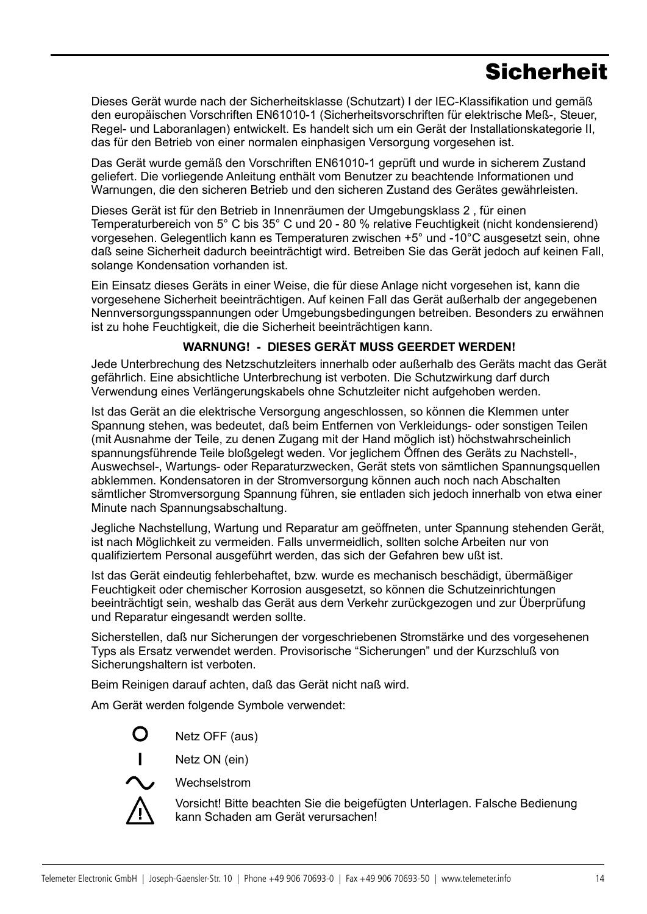# Sicherheit

Dieses Gerät wurde nach der Sicherheitsklasse (Schutzart) I der IEC-Klassifikation und gemäß den europäischen Vorschriften EN61010-1 (Sicherheitsvorschriften für elektrische Meß-, Steuer, Regel- und Laboranlagen) entwickelt. Es handelt sich um ein Gerät der Installationskategorie II, das für den Betrieb von einer normalen einphasigen Versorgung vorgesehen ist.

Das Gerät wurde gemäß den Vorschriften EN61010-1 geprüft und wurde in sicherem Zustand geliefert. Die vorliegende Anleitung enthält vom Benutzer zu beachtende Informationen und Warnungen, die den sicheren Betrieb und den sicheren Zustand des Gerätes gewährleisten.

Dieses Gerät ist für den Betrieb in Innenräumen der Umgebungsklass 2 , für einen Temperaturbereich von 5° C bis 35° C und 20 - 80 % relative Feuchtigkeit (nicht kondensierend) vorgesehen. Gelegentlich kann es Temperaturen zwischen +5° und -10°C ausgesetzt sein, ohne daß seine Sicherheit dadurch beeinträchtigt wird. Betreiben Sie das Gerät jedoch auf keinen Fall, solange Kondensation vorhanden ist.

Ein Einsatz dieses Geräts in einer Weise, die für diese Anlage nicht vorgesehen ist, kann die vorgesehene Sicherheit beeinträchtigen. Auf keinen Fall das Gerät außerhalb der angegebenen Nennversorgungsspannungen oder Umgebungsbedingungen betreiben. Besonders zu erwähnen ist zu hohe Feuchtigkeit, die die Sicherheit beeinträchtigen kann.

**WARNUNG! - DIESES GERÄT MUSS GEERDET WERDEN!**

Jede Unterbrechung des Netzschutzleiters innerhalb oder außerhalb des Geräts macht das Gerät gefährlich. Eine absichtliche Unterbrechung ist verboten. Die Schutzwirkung darf durch Verwendung eines Verlängerungskabels ohne Schutzleiter nicht aufgehoben werden.

Ist das Gerät an die elektrische Versorgung angeschlossen, so können die Klemmen unter Spannung stehen, was bedeutet, daß beim Entfernen von Verkleidungs- oder sonstigen Teilen (mit Ausnahme der Teile, zu denen Zugang mit der Hand möglich ist) höchstwahrscheinlich spannungsführende Teile bloßgelegt weden. Vor jeglichem Öffnen des Geräts zu Nachstell-, Auswechsel-, Wartungs- oder Reparaturzwecken, Gerät stets von sämtlichen Spannungsquellen abklemmen. Kondensatoren in der Stromversorgung können auch noch nach Abschalten sämtlicher Stromversorgung Spannung führen, sie entladen sich jedoch innerhalb von etwa einer Minute nach Spannungsabschaltung.

Jegliche Nachstellung, Wartung und Reparatur am geöffneten, unter Spannung stehenden Gerät, ist nach Möglichkeit zu vermeiden. Falls unvermeidlich, sollten solche Arbeiten nur von qualifiziertem Personal ausgeführt werden, das sich der Gefahren bew ußt ist.

Ist das Gerät eindeutig fehlerbehaftet, bzw. wurde es mechanisch beschädigt, übermäßiger Feuchtigkeit oder chemischer Korrosion ausgesetzt, so können die Schutzeinrichtungen beeinträchtigt sein, weshalb das Gerät aus dem Verkehr zurückgezogen und zur Überprüfung und Reparatur eingesandt werden sollte.

Sicherstellen, daß nur Sicherungen der vorgeschriebenen Stromstärke und des vorgesehenen Typs als Ersatz verwendet werden. Provisorische “Sicherungen” und der Kurzschluß von Sicherungshaltern ist verboten.

Beim Reinigen darauf achten, daß das Gerät nicht naß wird.

Am Gerät werden folgende Symbole verwendet:

- O — Netz OFF (aus)
- I — Netz ON (ein)
- ∿ — Wechselstrom
- ⚠ — Vorsicht! Bitte beachten Sie die beigefügten Unterlagen. Falsche Bedienung kann Schaden am Gerät verursachen!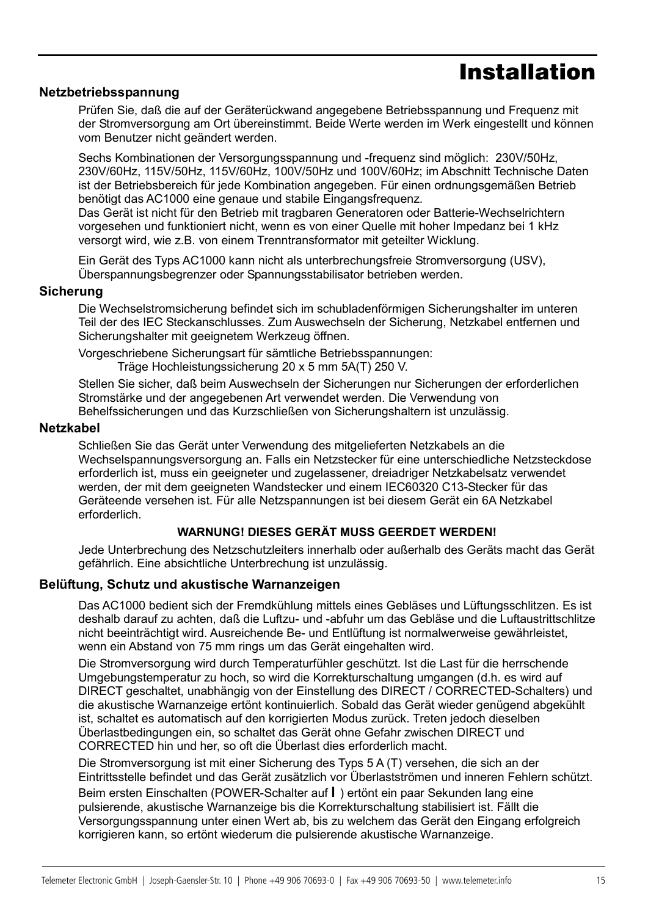# Installation

## Netzbetriebsspannung

Prüfen Sie, daß die auf der Geräterückwand angegebene Betriebsspannung und Frequenz mit der Stromversorgung am Ort übereinstimmt. Beide Werte werden im Werk eingestellt und können vom Benutzer nicht geändert werden.

Sechs Kombinationen der Versorgungsspannung und -frequenz sind möglich: 230V/50Hz, 230V/60Hz, 115V/50Hz, 115V/60Hz, 100V/50Hz und 100V/60Hz; im Abschnitt Technische Daten ist der Betriebsbereich für jede Kombination angegeben. Für einen ordnungsgemäßen Betrieb benötigt das AC1000 eine genaue und stabile Eingangsfrequenz.
Das Gerät ist nicht für den Betrieb mit tragbaren Generatoren oder Batterie-Wechselrichtern vorgesehen und funktioniert nicht, wenn es von einer Quelle mit hoher Impedanz bei 1 kHz versorgt wird, wie z.B. von einem Trenntransformator mit geteilter Wicklung.

Ein Gerät des Typs AC1000 kann nicht als unterbrechungsfreie Stromversorgung (USV), Überspannungsbegrenzer oder Spannungsstabilisator betrieben werden.

## Sicherung

Die Wechselstromsicherung befindet sich im schubladenförmigen Sicherungshalter im unteren Teil der des IEC Steckanschlusses. Zum Auswechseln der Sicherung, Netzkabel entfernen und Sicherungshalter mit geeignetem Werkzeug öffnen.

Vorgeschriebene Sicherungsart für sämtliche Betriebsspannungen:
Träge Hochleistungssicherung 20 x 5 mm 5A(T) 250 V.

Stellen Sie sicher, daß beim Auswechseln der Sicherungen nur Sicherungen der erforderlichen Stromstärke und der angegebenen Art verwendet werden. Die Verwendung von Behelfssicherungen und das Kurzschließen von Sicherungshaltern ist unzulässig.

## Netzkabel

Schließen Sie das Gerät unter Verwendung des mitgelieferten Netzkabels an die Wechselspannungsversorgung an. Falls ein Netzstecker für eine unterschiedliche Netzsteckdose erforderlich ist, muss ein geeigneter und zugelassener, dreiadriger Netzkabelsatz verwendet werden, der mit dem geeigneten Wandstecker und einem IEC60320 C13-Stecker für das Geräteende versehen ist. Für alle Netzspannungen ist bei diesem Gerät ein 6A Netzkabel erforderlich.

**WARNUNG! DIESES GERÄT MUSS GEERDET WERDEN!**

Jede Unterbrechung des Netzschutzleiters innerhalb oder außerhalb des Geräts macht das Gerät gefährlich. Eine absichtliche Unterbrechung ist unzulässig.

## Belüftung, Schutz und akustische Warnanzeigen

Das AC1000 bedient sich der Fremdkühlung mittels eines Gebläses und Lüftungsschlitzen. Es ist deshalb darauf zu achten, daß die Luftzu- und -abfuhr um das Gebläse und die Luftaustrittschlitze nicht beeinträchtigt wird. Ausreichende Be- und Entlüftung ist normalwerweise gewährleistet, wenn ein Abstand von 75 mm rings um das Gerät eingehalten wird.

Die Stromversorgung wird durch Temperaturfühler geschützt. Ist die Last für die herrschende Umgebungstemperatur zu hoch, so wird die Korrekturschaltung umgangen (d.h. es wird auf DIRECT geschaltet, unabhängig von der Einstellung des DIRECT / CORRECTED-Schalters) und die akustische Warnanzeige ertönt kontinuierlich. Sobald das Gerät wieder genügend abgekühlt ist, schaltet es automatisch auf den korrigierten Modus zurück. Treten jedoch dieselben Überlastbedingungen ein, so schaltet das Gerät ohne Gefahr zwischen DIRECT und CORRECTED hin und her, so oft die Überlast dies erforderlich macht.

Die Stromversorgung ist mit einer Sicherung des Typs 5 A (T) versehen, die sich an der Eintrittsstelle befindet und das Gerät zusätzlich vor Überlastströmen und inneren Fehlern schützt.
Beim ersten Einschalten (POWER-Schalter auf **I** ) ertönt ein paar Sekunden lang eine pulsierende, akustische Warnanzeige bis die Korrekturschaltung stabilisiert ist. Fällt die Versorgungsspannung unter einen Wert ab, bis zu welchem das Gerät den Eingang erfolgreich korrigieren kann, so ertönt wiederum die pulsierende akustische Warnanzeige.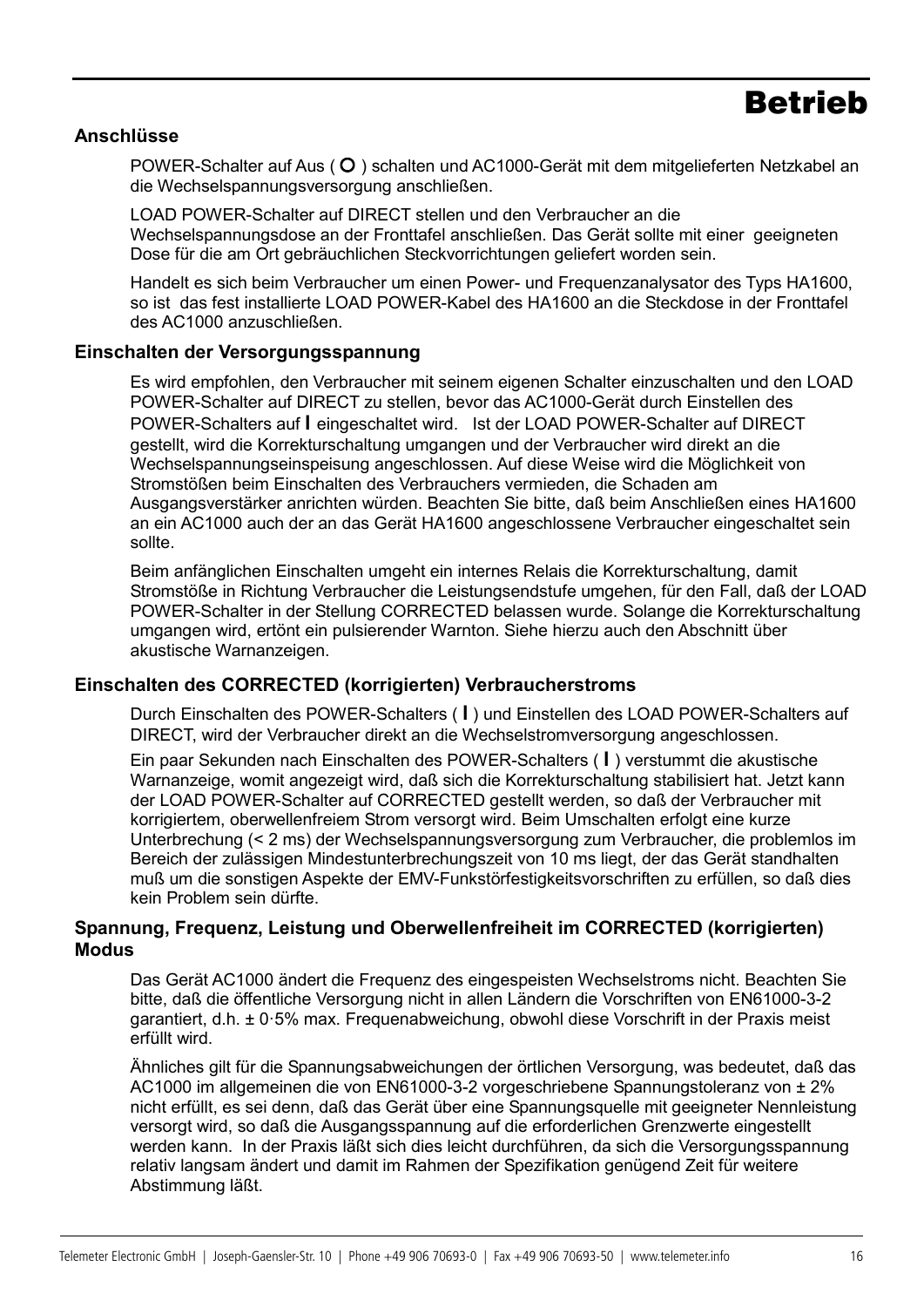# Betrieb

## Anschlüsse

POWER-Schalter auf Aus ( **O** ) schalten und AC1000-Gerät mit dem mitgelieferten Netzkabel an die Wechselspannungsversorgung anschließen.

LOAD POWER-Schalter auf DIRECT stellen und den Verbraucher an die Wechselspannungsdose an der Fronttafel anschließen. Das Gerät sollte mit einer geeigneten Dose für die am Ort gebräuchlichen Steckvorrichtungen geliefert worden sein.

Handelt es sich beim Verbraucher um einen Power- und Frequenzanalysator des Typs HA1600, so ist das fest installierte LOAD POWER-Kabel des HA1600 an die Steckdose in der Fronttafel des AC1000 anzuschließen.

## Einschalten der Versorgungsspannung

Es wird empfohlen, den Verbraucher mit seinem eigenen Schalter einzuschalten und den LOAD POWER-Schalter auf DIRECT zu stellen, bevor das AC1000-Gerät durch Einstellen des POWER-Schalters auf **I** eingeschaltet wird. Ist der LOAD POWER-Schalter auf DIRECT gestellt, wird die Korrekturschaltung umgangen und der Verbraucher wird direkt an die Wechselspannungseinspeisung angeschlossen. Auf diese Weise wird die Möglichkeit von Stromstößen beim Einschalten des Verbrauchers vermieden, die Schaden am Ausgangsverstärker anrichten würden. Beachten Sie bitte, daß beim Anschließen eines HA1600 an ein AC1000 auch der an das Gerät HA1600 angeschlossene Verbraucher eingeschaltet sein sollte.

Beim anfänglichen Einschalten umgeht ein internes Relais die Korrekturschaltung, damit Stromstöße in Richtung Verbraucher die Leistungsendstufe umgehen, für den Fall, daß der LOAD POWER-Schalter in der Stellung CORRECTED belassen wurde. Solange die Korrekturschaltung umgangen wird, ertönt ein pulsierender Warnton. Siehe hierzu auch den Abschnitt über akustische Warnanzeigen.

## Einschalten des CORRECTED (korrigierten) Verbraucherstroms

Durch Einschalten des POWER-Schalters ( **I** ) und Einstellen des LOAD POWER-Schalters auf DIRECT, wird der Verbraucher direkt an die Wechselstromversorgung angeschlossen.

Ein paar Sekunden nach Einschalten des POWER-Schalters ( **I** ) verstummt die akustische Warnanzeige, womit angezeigt wird, daß sich die Korrekturschaltung stabilisiert hat. Jetzt kann der LOAD POWER-Schalter auf CORRECTED gestellt werden, so daß der Verbraucher mit korrigiertem, oberwellenfreiem Strom versorgt wird. Beim Umschalten erfolgt eine kurze Unterbrechung (< 2 ms) der Wechselspannungsversorgung zum Verbraucher, die problemlos im Bereich der zulässigen Mindestunterbrechungszeit von 10 ms liegt, der das Gerät standhalten muß um die sonstigen Aspekte der EMV-Funkstörfestigkeitsvorschriften zu erfüllen, so daß dies kein Problem sein dürfte.

## Spannung, Frequenz, Leistung und Oberwellenfreiheit im CORRECTED (korrigierten) Modus

Das Gerät AC1000 ändert die Frequenz des eingespeisten Wechselstroms nicht. Beachten Sie bitte, daß die öffentliche Versorgung nicht in allen Ländern die Vorschriften von EN61000-3-2 garantiert, d.h. ± 0·5% max. Frequenabweichung, obwohl diese Vorschrift in der Praxis meist erfüllt wird.

Ähnliches gilt für die Spannungsabweichungen der örtlichen Versorgung, was bedeutet, daß das AC1000 im allgemeinen die von EN61000-3-2 vorgeschriebene Spannungstoleranz von ± 2% nicht erfüllt, es sei denn, daß das Gerät über eine Spannungsquelle mit geeigneter Nennleistung versorgt wird, so daß die Ausgangsspannung auf die erforderlichen Grenzwerte eingestellt werden kann. In der Praxis läßt sich dies leicht durchführen, da sich die Versorgungsspannung relativ langsam ändert und damit im Rahmen der Spezifikation genügend Zeit für weitere Abstimmung läßt.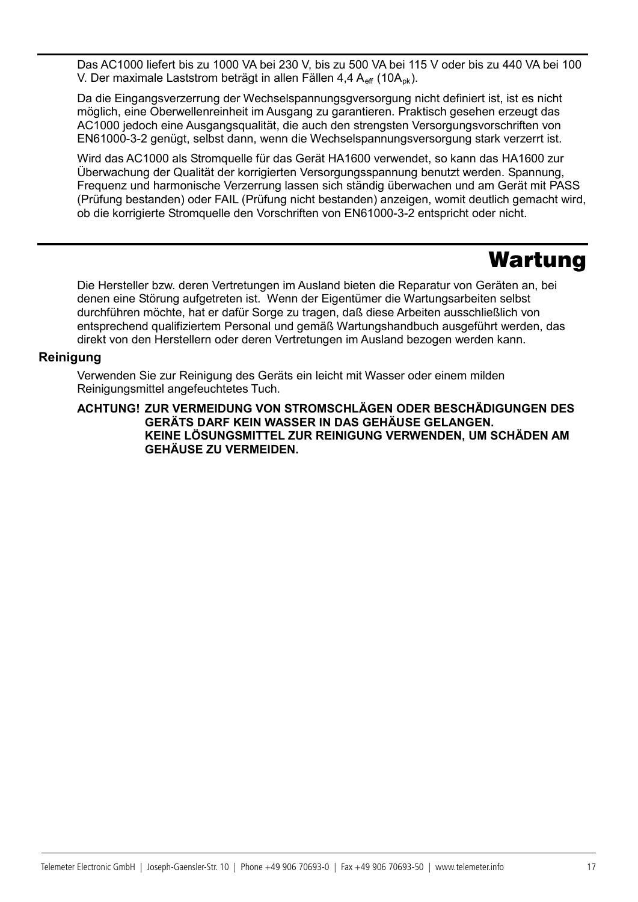Das AC1000 liefert bis zu 1000 VA bei 230 V, bis zu 500 VA bei 115 V oder bis zu 440 VA bei 100 V. Der maximale Laststrom beträgt in allen Fällen 4,4 $A_{eff}$ ($10A_{pk}$).

Da die Eingangsverzerrung der Wechselspannungsgversorgung nicht definiert ist, ist es nicht möglich, eine Oberwellenreinheit im Ausgang zu garantieren. Praktisch gesehen erzeugt das AC1000 jedoch eine Ausgangsqualität, die auch den strengsten Versorgungsvorschriften von EN61000-3-2 genügt, selbst dann, wenn die Wechselspannungsversorgung stark verzerrt ist.

Wird das AC1000 als Stromquelle für das Gerät HA1600 verwendet, so kann das HA1600 zur Überwachung der Qualität der korrigierten Versorgungsspannung benutzt werden. Spannung, Frequenz und harmonische Verzerrung lassen sich ständig überwachen und am Gerät mit PASS (Prüfung bestanden) oder FAIL (Prüfung nicht bestanden) anzeigen, womit deutlich gemacht wird, ob die korrigierte Stromquelle den Vorschriften von EN61000-3-2 entspricht oder nicht.

# Wartung

Die Hersteller bzw. deren Vertretungen im Ausland bieten die Reparatur von Geräten an, bei denen eine Störung aufgetreten ist. Wenn der Eigentümer die Wartungsarbeiten selbst durchführen möchte, hat er dafür Sorge zu tragen, daß diese Arbeiten ausschließlich von entsprechend qualifiziertem Personal und gemäß Wartungshandbuch ausgeführt werden, das direkt von den Herstellern oder deren Vertretungen im Ausland bezogen werden kann.

## Reinigung

Verwenden Sie zur Reinigung des Geräts ein leicht mit Wasser oder einem milden Reinigungsmittel angefeuchtetes Tuch.

**ACHTUNG! ZUR VERMEIDUNG VON STROMSCHLÄGEN ODER BESCHÄDIGUNGEN DES GERÄTS DARF KEIN WASSER IN DAS GEHÄUSE GELANGEN. KEINE LÖSUNGSMITTEL ZUR REINIGUNG VERWENDEN, UM SCHÄDEN AM GEHÄUSE ZU VERMEIDEN.**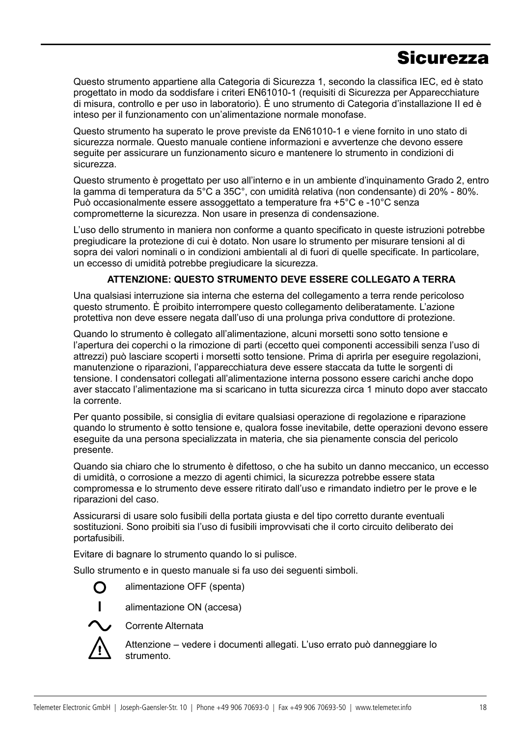# Sicurezza

Questo strumento appartiene alla Categoria di Sicurezza 1, secondo la classifica IEC, ed è stato progettato in modo da soddisfare i criteri EN61010-1 (requisiti di Sicurezza per Apparecchiature di misura, controllo e per uso in laboratorio). È uno strumento di Categoria d'installazione II ed è inteso per il funzionamento con un'alimentazione normale monofase.

Questo strumento ha superato le prove previste da EN61010-1 e viene fornito in uno stato di sicurezza normale. Questo manuale contiene informazioni e avvertenze che devono essere seguite per assicurare un funzionamento sicuro e mantenere lo strumento in condizioni di sicurezza.

Questo strumento è progettato per uso all'interno e in un ambiente d'inquinamento Grado 2, entro la gamma di temperatura da 5°C a 35C°, con umidità relativa (non condensante) di 20% - 80%. Può occasionalmente essere assoggettato a temperature fra +5°C e -10°C senza comprometterne la sicurezza. Non usare in presenza di condensazione.

L'uso dello strumento in maniera non conforme a quanto specificato in queste istruzioni potrebbe pregiudicare la protezione di cui è dotato. Non usare lo strumento per misurare tensioni al di sopra dei valori nominali o in condizioni ambientali al di fuori di quelle specificate. In particolare, un eccesso di umidità potrebbe pregiudicare la sicurezza.

**ATTENZIONE: QUESTO STRUMENTO DEVE ESSERE COLLEGATO A TERRA**

Una qualsiasi interruzione sia interna che esterna del collegamento a terra rende pericoloso questo strumento. È proibito interrompere questo collegamento deliberatamente. L'azione protettiva non deve essere negata dall'uso di una prolunga priva conduttore di protezione.

Quando lo strumento è collegato all'alimentazione, alcuni morsetti sono sotto tensione e l'apertura dei coperchi o la rimozione di parti (eccetto quei componenti accessibili senza l'uso di attrezzi) può lasciare scoperti i morsetti sotto tensione. Prima di aprirla per eseguire regolazioni, manutenzione o riparazioni, l'apparecchiatura deve essere staccata da tutte le sorgenti di tensione. I condensatori collegati all'alimentazione interna possono essere carichi anche dopo aver staccato l'alimentazione ma si scaricano in tutta sicurezza circa 1 minuto dopo aver staccato la corrente.

Per quanto possibile, si consiglia di evitare qualsiasi operazione di regolazione e riparazione quando lo strumento è sotto tensione e, qualora fosse inevitabile, dette operazioni devono essere eseguite da una persona specializzata in materia, che sia pienamente conscia del pericolo presente.

Quando sia chiaro che lo strumento è difettoso, o che ha subito un danno meccanico, un eccesso di umidità, o corrosione a mezzo di agenti chimici, la sicurezza potrebbe essere stata compromessa e lo strumento deve essere ritirato dall'uso e rimandato indietro per le prove e le riparazioni del caso.

Assicurarsi di usare solo fusibili della portata giusta e del tipo corretto durante eventuali sostituzioni. Sono proibiti sia l'uso di fusibili improvvisati che il corto circuito deliberato dei portafusibili.

Evitare di bagnare lo strumento quando lo si pulisce.

Sullo strumento e in questo manuale si fa uso dei seguenti simboli.

- O alimentazione OFF (spenta)
- I alimentazione ON (accesa)
- ∿ Corrente Alternata
- ⚠ Attenzione – vedere i documenti allegati. L'uso errato può danneggiare lo strumento.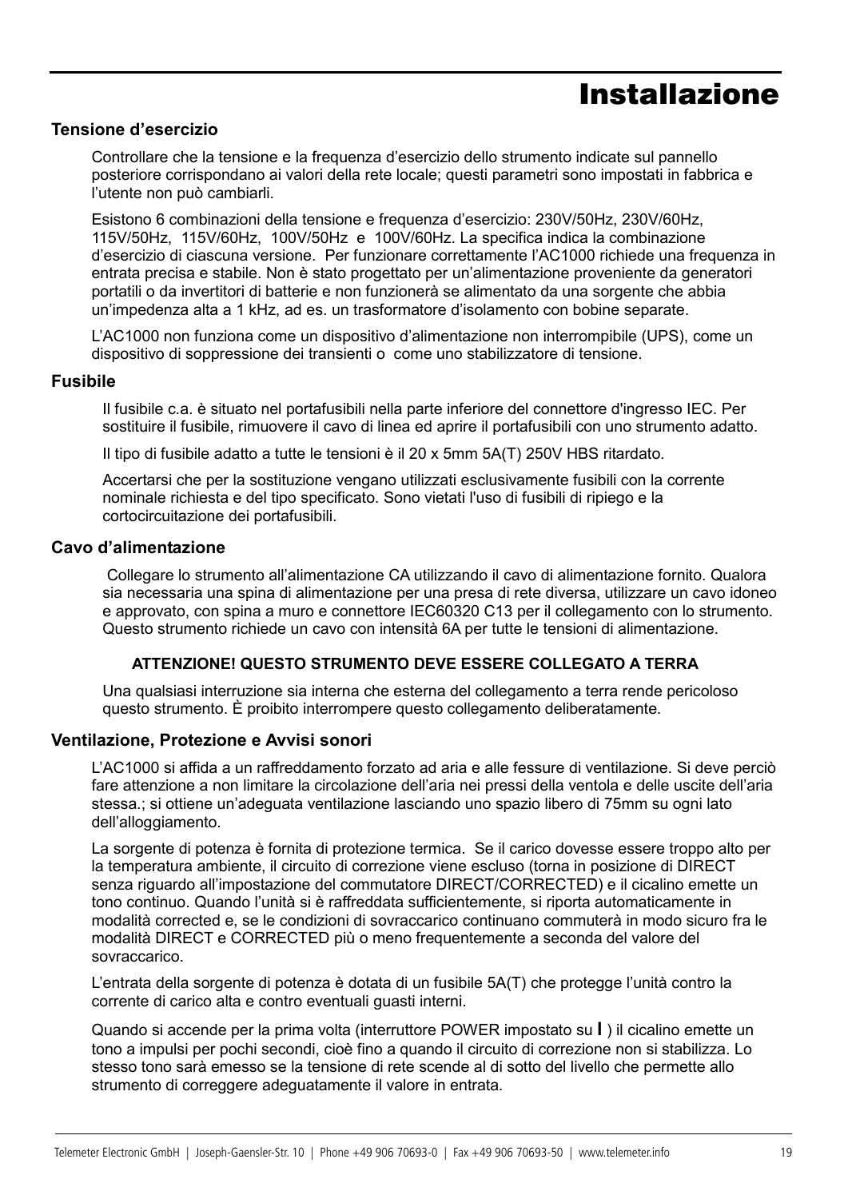# Installazione

## Tensione d'esercizio

Controllare che la tensione e la frequenza d'esercizio dello strumento indicate sul pannello posteriore corrispondano ai valori della rete locale; questi parametri sono impostati in fabbrica e l'utente non può cambiarli.

Esistono 6 combinazioni della tensione e frequenza d'esercizio: 230V/50Hz, 230V/60Hz, 115V/50Hz, 115V/60Hz, 100V/50Hz e 100V/60Hz. La specifica indica la combinazione d'esercizio di ciascuna versione. Per funzionare correttamente l'AC1000 richiede una frequenza in entrata precisa e stabile. Non è stato progettato per un'alimentazione proveniente da generatori portatili o da invertitori di batterie e non funzionerà se alimentato da una sorgente che abbia un'impedenza alta a 1 kHz, ad es. un trasformatore d'isolamento con bobine separate.

L'AC1000 non funziona come un dispositivo d'alimentazione non interrompibile (UPS), come un dispositivo di soppressione dei transienti o come uno stabilizzatore di tensione.

## Fusibile

Il fusibile c.a. è situato nel portafusibili nella parte inferiore del connettore d'ingresso IEC. Per sostituire il fusibile, rimuovere il cavo di linea ed aprire il portafusibili con uno strumento adatto.

Il tipo di fusibile adatto a tutte le tensioni è il 20 x 5mm 5A(T) 250V HBS ritardato.

Accertarsi che per la sostituzione vengano utilizzati esclusivamente fusibili con la corrente nominale richiesta e del tipo specificato. Sono vietati l'uso di fusibili di ripiego e la cortocircuitazione dei portafusibili.

## Cavo d'alimentazione

Collegare lo strumento all'alimentazione CA utilizzando il cavo di alimentazione fornito. Qualora sia necessaria una spina di alimentazione per una presa di rete diversa, utilizzare un cavo idoneo e approvato, con spina a muro e connettore IEC60320 C13 per il collegamento con lo strumento. Questo strumento richiede un cavo con intensità 6A per tutte le tensioni di alimentazione.

**ATTENZIONE! QUESTO STRUMENTO DEVE ESSERE COLLEGATO A TERRA**

Una qualsiasi interruzione sia interna che esterna del collegamento a terra rende pericoloso questo strumento. È proibito interrompere questo collegamento deliberatamente.

## Ventilazione, Protezione e Avvisi sonori

L'AC1000 si affida a un raffreddamento forzato ad aria e alle fessure di ventilazione. Si deve perciò fare attenzione a non limitare la circolazione dell'aria nei pressi della ventola e delle uscite dell'aria stessa.; si ottiene un'adeguata ventilazione lasciando uno spazio libero di 75mm su ogni lato dell'alloggiamento.

La sorgente di potenza è fornita di protezione termica. Se il carico dovesse essere troppo alto per la temperatura ambiente, il circuito di correzione viene escluso (torna in posizione di DIRECT senza riguardo all'impostazione del commutatore DIRECT/CORRECTED) e il cicalino emette un tono continuo. Quando l'unità si è raffreddata sufficientemente, si riporta automaticamente in modalità corrected e, se le condizioni di sovraccarico continuano commuterà in modo sicuro fra le modalità DIRECT e CORRECTED più o meno frequentemente a seconda del valore del sovraccarico.

L'entrata della sorgente di potenza è dotata di un fusibile 5A(T) che protegge l'unità contro la corrente di carico alta e contro eventuali guasti interni.

Quando si accende per la prima volta (interruttore POWER impostato su **I** ) il cicalino emette un tono a impulsi per pochi secondi, cioè fino a quando il circuito di correzione non si stabilizza. Lo stesso tono sarà emesso se la tensione di rete scende al di sotto del livello che permette allo strumento di correggere adeguatamente il valore in entrata.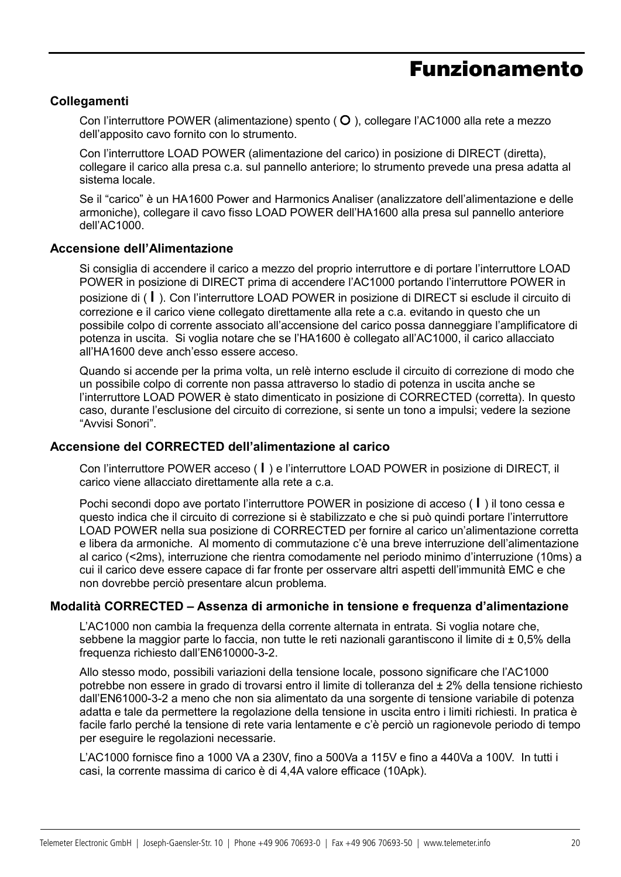# Funzionamento

## Collegamenti

Con l'interruttore POWER (alimentazione) spento ( **O** ), collegare l'AC1000 alla rete a mezzo dell'apposito cavo fornito con lo strumento.

Con l'interruttore LOAD POWER (alimentazione del carico) in posizione di DIRECT (diretta), collegare il carico alla presa c.a. sul pannello anteriore; lo strumento prevede una presa adatta al sistema locale.

Se il "carico" è un HA1600 Power and Harmonics Analiser (analizzatore dell'alimentazione e delle armoniche), collegare il cavo fisso LOAD POWER dell'HA1600 alla presa sul pannello anteriore dell'AC1000.

## Accensione dell'Alimentazione

Si consiglia di accendere il carico a mezzo del proprio interruttore e di portare l'interruttore LOAD POWER in posizione di DIRECT prima di accendere l'AC1000 portando l'interruttore POWER in posizione di ( **I** ). Con l'interruttore LOAD POWER in posizione di DIRECT si esclude il circuito di correzione e il carico viene collegato direttamente alla rete a c.a. evitando in questo che un possibile colpo di corrente associato all'accensione del carico possa danneggiare l'amplificatore di potenza in uscita. Si voglia notare che se l'HA1600 è collegato all'AC1000, il carico allacciato all'HA1600 deve anch'esso essere acceso.

Quando si accende per la prima volta, un relè interno esclude il circuito di correzione di modo che un possibile colpo di corrente non passa attraverso lo stadio di potenza in uscita anche se l'interruttore LOAD POWER è stato dimenticato in posizione di CORRECTED (corretta). In questo caso, durante l'esclusione del circuito di correzione, si sente un tono a impulsi; vedere la sezione "Avvisi Sonori".

## Accensione del CORRECTED dell'alimentazione al carico

Con l'interruttore POWER acceso ( **I** ) e l'interruttore LOAD POWER in posizione di DIRECT, il carico viene allacciato direttamente alla rete a c.a.

Pochi secondi dopo ave portato l'interruttore POWER in posizione di acceso ( **I** ) il tono cessa e questo indica che il circuito di correzione si è stabilizzato e che si può quindi portare l'interruttore LOAD POWER nella sua posizione di CORRECTED per fornire al carico un'alimentazione corretta e libera da armoniche. Al momento di commutazione c'è una breve interruzione dell'alimentazione al carico (<2ms), interruzione che rientra comodamente nel periodo minimo d'interruzione (10ms) a cui il carico deve essere capace di far fronte per osservare altri aspetti dell'immunità EMC e che non dovrebbe perciò presentare alcun problema.

## Modalità CORRECTED – Assenza di armoniche in tensione e frequenza d'alimentazione

L'AC1000 non cambia la frequenza della corrente alternata in entrata. Si voglia notare che, sebbene la maggior parte lo faccia, non tutte le reti nazionali garantiscono il limite di ± 0,5% della frequenza richiesto dall'EN610000-3-2.

Allo stesso modo, possibili variazioni della tensione locale, possono significare che l'AC1000 potrebbe non essere in grado di trovarsi entro il limite di tolleranza del ± 2% della tensione richiesto dall'EN61000-3-2 a meno che non sia alimentato da una sorgente di tensione variabile di potenza adatta e tale da permettere la regolazione della tensione in uscita entro i limiti richiesti. In pratica è facile farlo perché la tensione di rete varia lentamente e c'è perciò un ragionevole periodo di tempo per eseguire le regolazioni necessarie.

L'AC1000 fornisce fino a 1000 VA a 230V, fino a 500Va a 115V e fino a 440Va a 100V. In tutti i casi, la corrente massima di carico è di 4,4A valore efficace (10Apk).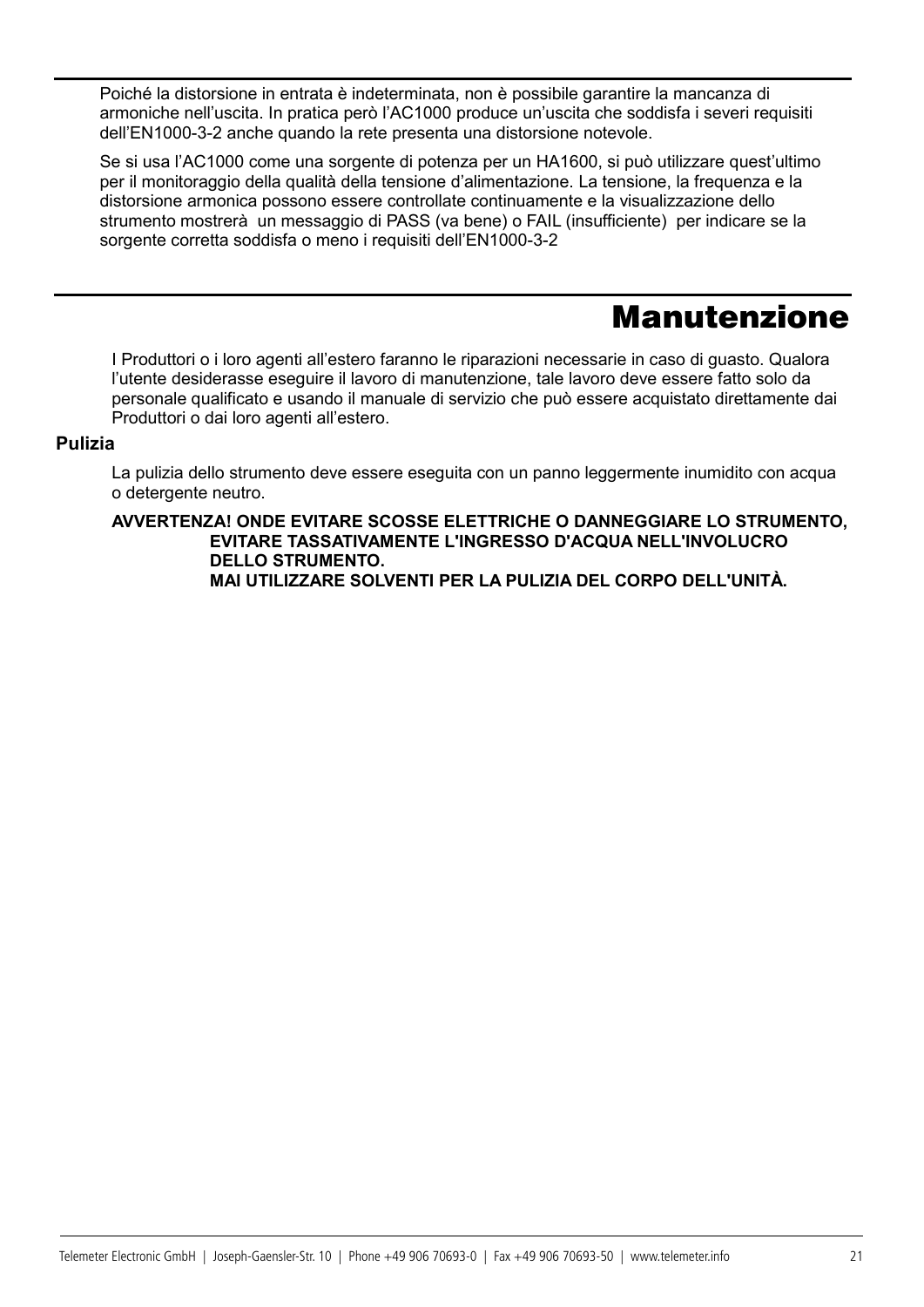Poiché la distorsione in entrata è indeterminata, non è possibile garantire la mancanza di armoniche nell'uscita. In pratica però l'AC1000 produce un'uscita che soddisfa i severi requisiti dell'EN1000-3-2 anche quando la rete presenta una distorsione notevole.

Se si usa l'AC1000 come una sorgente di potenza per un HA1600, si può utilizzare quest'ultimo per il monitoraggio della qualità della tensione d'alimentazione. La tensione, la frequenza e la distorsione armonica possono essere controllate continuamente e la visualizzazione dello strumento mostrerà  un messaggio di PASS (va bene) o FAIL (insufficiente)  per indicare se la sorgente corretta soddisfa o meno i requisiti dell'EN1000-3-2

# Manutenzione

I Produttori o i loro agenti all'estero faranno le riparazioni necessarie in caso di guasto. Qualora l'utente desiderasse eseguire il lavoro di manutenzione, tale lavoro deve essere fatto solo da personale qualificato e usando il manuale di servizio che può essere acquistato direttamente dai Produttori o dai loro agenti all'estero.

## Pulizia

La pulizia dello strumento deve essere eseguita con un panno leggermente inumidito con acqua o detergente neutro.

**AVVERTENZA! ONDE EVITARE SCOSSE ELETTRICHE O DANNEGGIARE LO STRUMENTO, EVITARE TASSATIVAMENTE L'INGRESSO D'ACQUA NELL'INVOLUCRO DELLO STRUMENTO.**
**MAI UTILIZZARE SOLVENTI PER LA PULIZIA DEL CORPO DELL'UNITÀ.**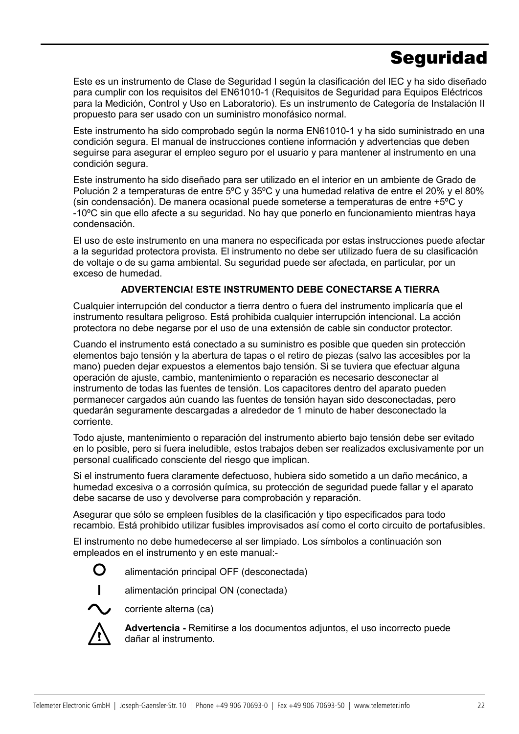# Seguridad

Este es un instrumento de Clase de Seguridad I según la clasificación del IEC y ha sido diseñado para cumplir con los requisitos del EN61010-1 (Requisitos de Seguridad para Equipos Eléctricos para la Medición, Control y Uso en Laboratorio). Es un instrumento de Categoría de Instalación II propuesto para ser usado con un suministro monofásico normal.

Este instrumento ha sido comprobado según la norma EN61010-1 y ha sido suministrado en una condición segura. El manual de instrucciones contiene información y advertencias que deben seguirse para asegurar el empleo seguro por el usuario y para mantener al instrumento en una condición segura.

Este instrumento ha sido diseñado para ser utilizado en el interior en un ambiente de Grado de Polución 2 a temperaturas de entre 5ºC y 35ºC y una humedad relativa de entre el 20% y el 80% (sin condensación). De manera ocasional puede someterse a temperaturas de entre +5ºC y -10ºC sin que ello afecte a su seguridad. No hay que ponerlo en funcionamiento mientras haya condensación.

El uso de este instrumento en una manera no especificada por estas instrucciones puede afectar a la seguridad protectora provista. El instrumento no debe ser utilizado fuera de su clasificación de voltaje o de su gama ambiental. Su seguridad puede ser afectada, en particular, por un exceso de humedad.

**ADVERTENCIA! ESTE INSTRUMENTO DEBE CONECTARSE A TIERRA**

Cualquier interrupción del conductor a tierra dentro o fuera del instrumento implicaría que el instrumento resultara peligroso. Está prohibida cualquier interrupción intencional. La acción protectora no debe negarse por el uso de una extensión de cable sin conductor protector.

Cuando el instrumento está conectado a su suministro es posible que queden sin protección elementos bajo tensión y la abertura de tapas o el retiro de piezas (salvo las accesibles por la mano) pueden dejar expuestos a elementos bajo tensión. Si se tuviera que efectuar alguna operación de ajuste, cambio, mantenimiento o reparación es necesario desconectar al instrumento de todas las fuentes de tensión. Los capacitores dentro del aparato pueden permanecer cargados aún cuando las fuentes de tensión hayan sido desconectadas, pero quedarán seguramente descargadas a alrededor de 1 minuto de haber desconectado la corriente.

Todo ajuste, mantenimiento o reparación del instrumento abierto bajo tensión debe ser evitado en lo posible, pero si fuera ineludible, estos trabajos deben ser realizados exclusivamente por un personal cualificado consciente del riesgo que implican.

Si el instrumento fuera claramente defectuoso, hubiera sido sometido a un daño mecánico, a humedad excesiva o a corrosión química, su protección de seguridad puede fallar y el aparato debe sacarse de uso y devolverse para comprobación y reparación.

Asegurar que sólo se empleen fusibles de la clasificación y tipo especificados para todo recambio. Está prohibido utilizar fusibles improvisados así como el corto circuito de portafusibles.

El instrumento no debe humedecerse al ser limpiado. Los símbolos a continuación son empleados en el instrumento y en este manual:-

O alimentación principal OFF (desconectada)

I alimentación principal ON (conectada)

∿ corriente alterna (ca)

⚠ **Advertencia -** Remitirse a los documentos adjuntos, el uso incorrecto puede dañar al instrumento.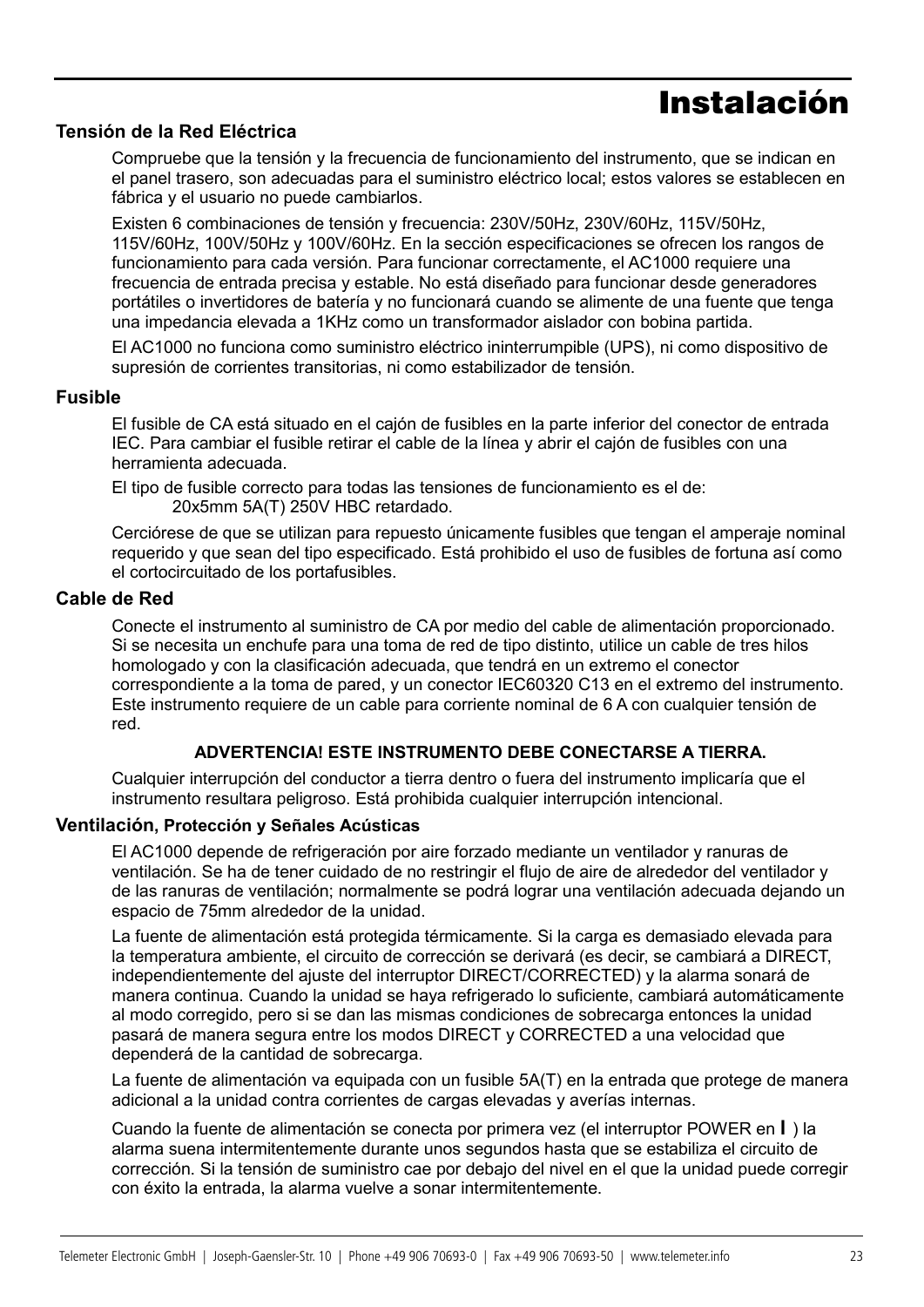# Instalación

## Tensión de la Red Eléctrica

Compruebe que la tensión y la frecuencia de funcionamiento del instrumento, que se indican en el panel trasero, son adecuadas para el suministro eléctrico local; estos valores se establecen en fábrica y el usuario no puede cambiarlos.

Existen 6 combinaciones de tensión y frecuencia: 230V/50Hz, 230V/60Hz, 115V/50Hz, 115V/60Hz, 100V/50Hz y 100V/60Hz. En la sección especificaciones se ofrecen los rangos de funcionamiento para cada versión. Para funcionar correctamente, el AC1000 requiere una frecuencia de entrada precisa y estable. No está diseñado para funcionar desde generadores portátiles o invertidores de batería y no funcionará cuando se alimente de una fuente que tenga una impedancia elevada a 1KHz como un transformador aislador con bobina partida.

El AC1000 no funciona como suministro eléctrico ininterrumpible (UPS), ni como dispositivo de supresión de corrientes transitorias, ni como estabilizador de tensión.

## Fusible

El fusible de CA está situado en el cajón de fusibles en la parte inferior del conector de entrada IEC. Para cambiar el fusible retirar el cable de la línea y abrir el cajón de fusibles con una herramienta adecuada.

El tipo de fusible correcto para todas las tensiones de funcionamiento es el de:
    20x5mm 5A(T) 250V HBC retardado.

Cerciórese de que se utilizan para repuesto únicamente fusibles que tengan el amperaje nominal requerido y que sean del tipo especificado. Está prohibido el uso de fusibles de fortuna así como el cortocircuitado de los portafusibles.

## Cable de Red

Conecte el instrumento al suministro de CA por medio del cable de alimentación proporcionado. Si se necesita un enchufe para una toma de red de tipo distinto, utilice un cable de tres hilos homologado y con la clasificación adecuada, que tendrá en un extremo el conector correspondiente a la toma de pared, y un conector IEC60320 C13 en el extremo del instrumento. Este instrumento requiere de un cable para corriente nominal de 6 A con cualquier tensión de red.

**ADVERTENCIA! ESTE INSTRUMENTO DEBE CONECTARSE A TIERRA.**

Cualquier interrupción del conductor a tierra dentro o fuera del instrumento implicaría que el instrumento resultara peligroso. Está prohibida cualquier interrupción intencional.

## Ventilación, Protección y Señales Acústicas

El AC1000 depende de refrigeración por aire forzado mediante un ventilador y ranuras de ventilación. Se ha de tener cuidado de no restringir el flujo de aire de alrededor del ventilador y de las ranuras de ventilación; normalmente se podrá lograr una ventilación adecuada dejando un espacio de 75mm alrededor de la unidad.

La fuente de alimentación está protegida térmicamente. Si la carga es demasiado elevada para la temperatura ambiente, el circuito de corrección se derivará (es decir, se cambiará a DIRECT, independientemente del ajuste del interruptor DIRECT/CORRECTED) y la alarma sonará de manera continua. Cuando la unidad se haya refrigerado lo suficiente, cambiará automáticamente al modo corregido, pero si se dan las mismas condiciones de sobrecarga entonces la unidad pasará de manera segura entre los modos DIRECT y CORRECTED a una velocidad que dependerá de la cantidad de sobrecarga.

La fuente de alimentación va equipada con un fusible 5A(T) en la entrada que protege de manera adicional a la unidad contra corrientes de cargas elevadas y averías internas.

Cuando la fuente de alimentación se conecta por primera vez (el interruptor POWER en **I** ) la alarma suena intermitentemente durante unos segundos hasta que se estabiliza el circuito de corrección. Si la tensión de suministro cae por debajo del nivel en el que la unidad puede corregir con éxito la entrada, la alarma vuelve a sonar intermitentemente.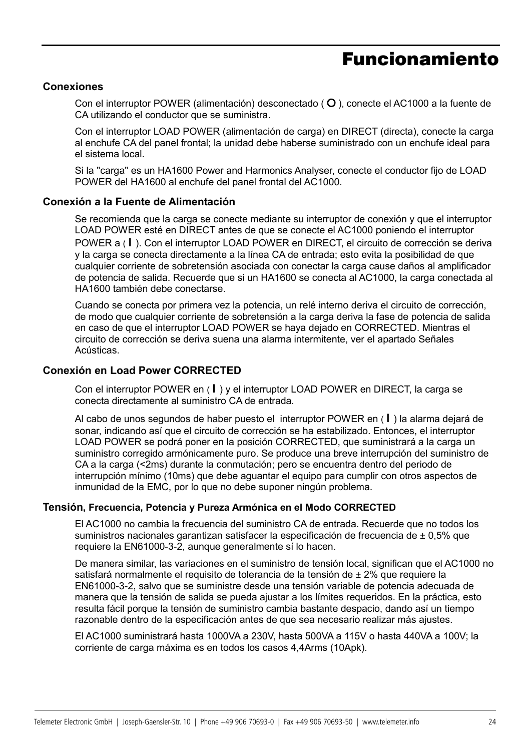# Funcionamiento

## Conexiones

Con el interruptor POWER (alimentación) desconectado ( O ), conecte el AC1000 a la fuente de CA utilizando el conductor que se suministra.

Con el interruptor LOAD POWER (alimentación de carga) en DIRECT (directa), conecte la carga al enchufe CA del panel frontal; la unidad debe haberse suministrado con un enchufe ideal para el sistema local.

Si la "carga" es un HA1600 Power and Harmonics Analyser, conecte el conductor fijo de LOAD POWER del HA1600 al enchufe del panel frontal del AC1000.

## Conexión a la Fuente de Alimentación

Se recomienda que la carga se conecte mediante su interruptor de conexión y que el interruptor LOAD POWER esté en DIRECT antes de que se conecte el AC1000 poniendo el interruptor POWER a ( I ). Con el interruptor LOAD POWER en DIRECT, el circuito de corrección se deriva y la carga se conecta directamente a la línea CA de entrada; esto evita la posibilidad de que cualquier corriente de sobretensión asociada con conectar la carga cause daños al amplificador de potencia de salida. Recuerde que si un HA1600 se conecta al AC1000, la carga conectada al HA1600 también debe conectarse.

Cuando se conecta por primera vez la potencia, un relé interno deriva el circuito de corrección, de modo que cualquier corriente de sobretensión a la carga deriva la fase de potencia de salida en caso de que el interruptor LOAD POWER se haya dejado en CORRECTED. Mientras el circuito de corrección se deriva suena una alarma intermitente, ver el apartado Señales Acústicas.

## Conexión en Load Power CORRECTED

Con el interruptor POWER en ( I ) y el interruptor LOAD POWER en DIRECT, la carga se conecta directamente al suministro CA de entrada.

Al cabo de unos segundos de haber puesto el interruptor POWER en ( I ) la alarma dejará de sonar, indicando así que el circuito de corrección se ha estabilizado. Entonces, el interruptor LOAD POWER se podrá poner en la posición CORRECTED, que suministrará a la carga un suministro corregido armónicamente puro. Se produce una breve interrupción del suministro de CA a la carga (<2ms) durante la conmutación; pero se encuentra dentro del periodo de interrupción mínimo (10ms) que debe aguantar el equipo para cumplir con otros aspectos de inmunidad de la EMC, por lo que no debe suponer ningún problema.

## Tensión, Frecuencia, Potencia y Pureza Armónica en el Modo CORRECTED

El AC1000 no cambia la frecuencia del suministro CA de entrada. Recuerde que no todos los suministros nacionales garantizan satisfacer la especificación de frecuencia de ± 0,5% que requiere la EN61000-3-2, aunque generalmente sí lo hacen.

De manera similar, las variaciones en el suministro de tensión local, significan que el AC1000 no satisfará normalmente el requisito de tolerancia de la tensión de ± 2% que requiere la EN61000-3-2, salvo que se suministre desde una tensión variable de potencia adecuada de manera que la tensión de salida se pueda ajustar a los límites requeridos. En la práctica, esto resulta fácil porque la tensión de suministro cambia bastante despacio, dando así un tiempo razonable dentro de la especificación antes de que sea necesario realizar más ajustes.

El AC1000 suministrará hasta 1000VA a 230V, hasta 500VA a 115V o hasta 440VA a 100V; la corriente de carga máxima es en todos los casos 4,4Arms (10Apk).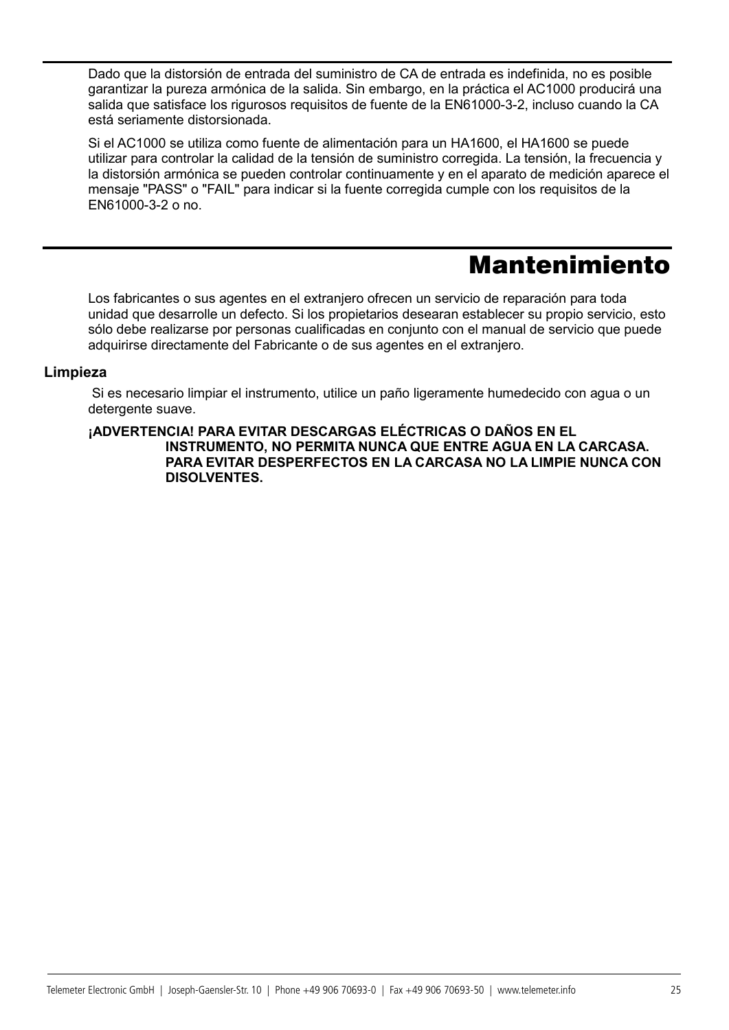Dado que la distorsión de entrada del suministro de CA de entrada es indefinida, no es posible garantizar la pureza armónica de la salida. Sin embargo, en la práctica el AC1000 producirá una salida que satisface los rigurosos requisitos de fuente de la EN61000-3-2, incluso cuando la CA está seriamente distorsionada.

Si el AC1000 se utiliza como fuente de alimentación para un HA1600, el HA1600 se puede utilizar para controlar la calidad de la tensión de suministro corregida. La tensión, la frecuencia y la distorsión armónica se pueden controlar continuamente y en el aparato de medición aparece el mensaje "PASS" o "FAIL" para indicar si la fuente corregida cumple con los requisitos de la EN61000-3-2 o no.

# Mantenimiento

Los fabricantes o sus agentes en el extranjero ofrecen un servicio de reparación para toda unidad que desarrolle un defecto. Si los propietarios desearan establecer su propio servicio, esto sólo debe realizarse por personas cualificadas en conjunto con el manual de servicio que puede adquirirse directamente del Fabricante o de sus agentes en el extranjero.

## Limpieza

Si es necesario limpiar el instrumento, utilice un paño ligeramente humedecido con agua o un detergente suave.

**¡ADVERTENCIA! PARA EVITAR DESCARGAS ELÉCTRICAS O DAÑOS EN EL INSTRUMENTO, NO PERMITA NUNCA QUE ENTRE AGUA EN LA CARCASA. PARA EVITAR DESPERFECTOS EN LA CARCASA NO LA LIMPIE NUNCA CON DISOLVENTES.**